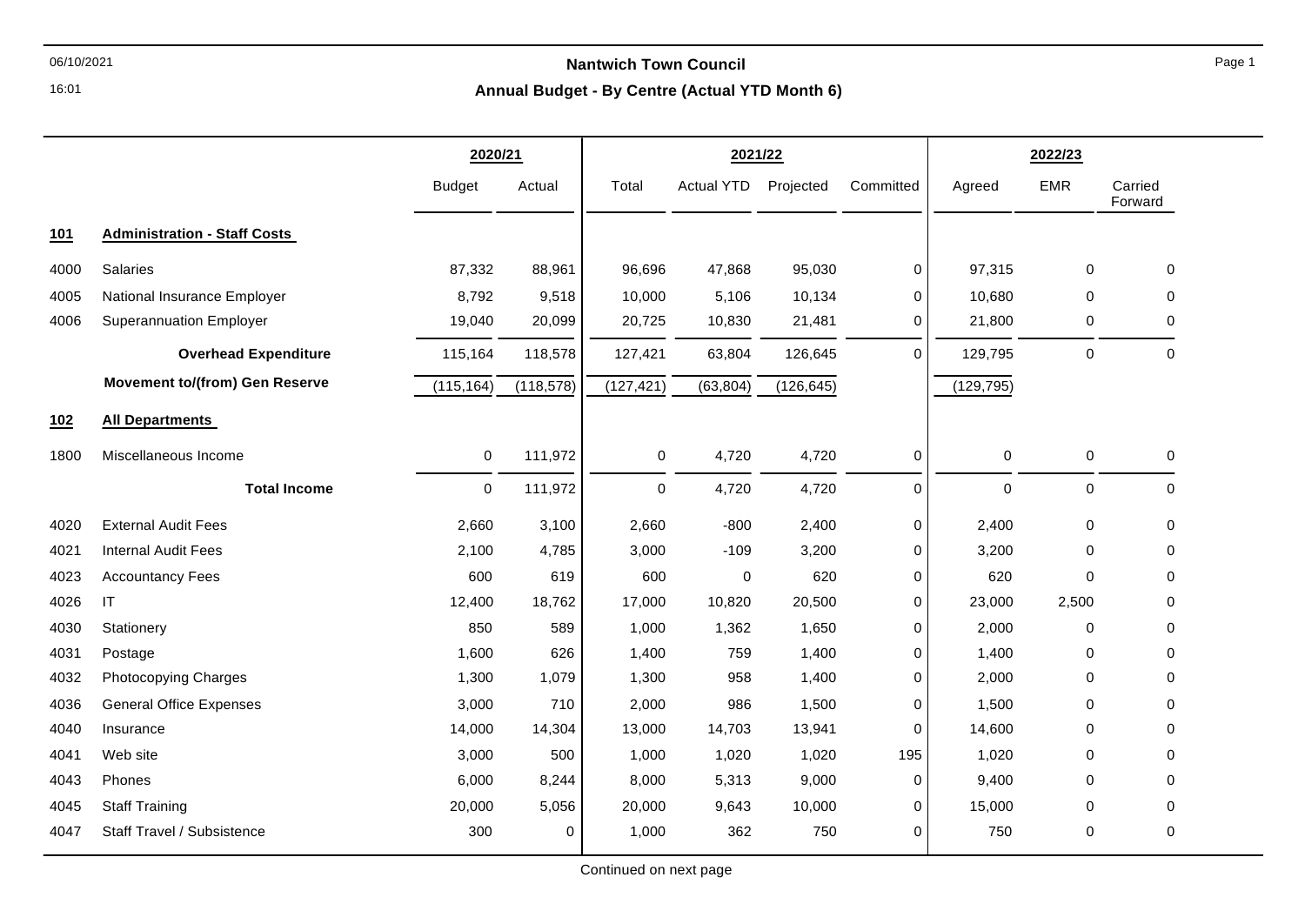# Nantwich Town Council

## Annual Budget - By Centre (Actual YTD Month 6)

| | | 2020/21 | | 2021/22 | | | | 2022/23 | | |
|---|---|---|---|---|---|---|---|---|---|---|
| | | Budget | Actual | Total | Actual YTD | Projected | Committed | Agreed | EMR | Carried Forward |
| **101** | **Administration - Staff Costs** | | | | | | | | | |
| 4000 | Salaries | 87,332 | 88,961 | 96,696 | 47,868 | 95,030 | 0 | 97,315 | 0 | 0 |
| 4005 | National Insurance Employer | 8,792 | 9,518 | 10,000 | 5,106 | 10,134 | 0 | 10,680 | 0 | 0 |
| 4006 | Superannuation Employer | 19,040 | 20,099 | 20,725 | 10,830 | 21,481 | 0 | 21,800 | 0 | 0 |
| | **Overhead Expenditure** | 115,164 | 118,578 | 127,421 | 63,804 | 126,645 | 0 | 129,795 | 0 | 0 |
| | **Movement to/(from) Gen Reserve** | (115,164) | (118,578) | (127,421) | (63,804) | (126,645) | | (129,795) | | |
| **102** | **All Departments** | | | | | | | | | |
| 1800 | Miscellaneous Income | 0 | 111,972 | 0 | 4,720 | 4,720 | 0 | 0 | 0 | 0 |
| | **Total Income** | 0 | 111,972 | 0 | 4,720 | 4,720 | 0 | 0 | 0 | 0 |
| 4020 | External Audit Fees | 2,660 | 3,100 | 2,660 | -800 | 2,400 | 0 | 2,400 | 0 | 0 |
| 4021 | Internal Audit Fees | 2,100 | 4,785 | 3,000 | -109 | 3,200 | 0 | 3,200 | 0 | 0 |
| 4023 | Accountancy Fees | 600 | 619 | 600 | 0 | 620 | 0 | 620 | 0 | 0 |
| 4026 | IT | 12,400 | 18,762 | 17,000 | 10,820 | 20,500 | 0 | 23,000 | 2,500 | 0 |
| 4030 | Stationery | 850 | 589 | 1,000 | 1,362 | 1,650 | 0 | 2,000 | 0 | 0 |
| 4031 | Postage | 1,600 | 626 | 1,400 | 759 | 1,400 | 0 | 1,400 | 0 | 0 |
| 4032 | Photocopying Charges | 1,300 | 1,079 | 1,300 | 958 | 1,400 | 0 | 2,000 | 0 | 0 |
| 4036 | General Office Expenses | 3,000 | 710 | 2,000 | 986 | 1,500 | 0 | 1,500 | 0 | 0 |
| 4040 | Insurance | 14,000 | 14,304 | 13,000 | 14,703 | 13,941 | 0 | 14,600 | 0 | 0 |
| 4041 | Web site | 3,000 | 500 | 1,000 | 1,020 | 1,020 | 195 | 1,020 | 0 | 0 |
| 4043 | Phones | 6,000 | 8,244 | 8,000 | 5,313 | 9,000 | 0 | 9,400 | 0 | 0 |
| 4045 | Staff Training | 20,000 | 5,056 | 20,000 | 9,643 | 10,000 | 0 | 15,000 | 0 | 0 |
| 4047 | Staff Travel / Subsistence | 300 | 0 | 1,000 | 362 | 750 | 0 | 750 | 0 | 0 |

Continued on next page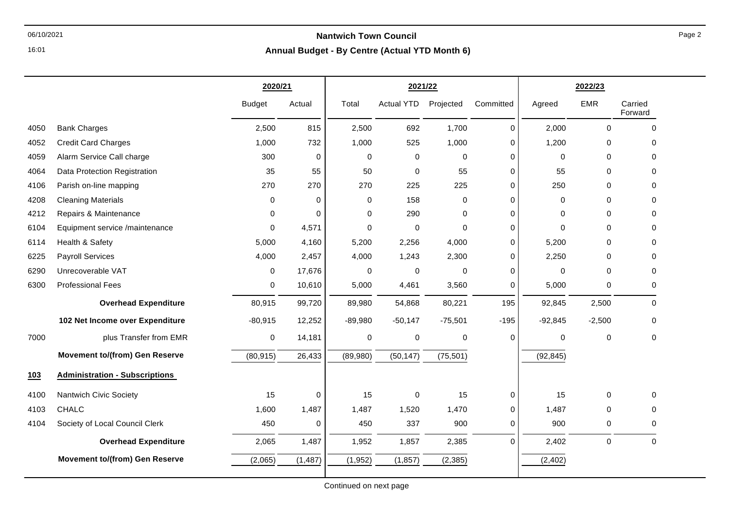| | | 2020/21 | | 2021/22 | | | | 2022/23 | | |
|---|---|---|---|---|---|---|---|---|---|---|
| | | Budget | Actual | Total | Actual YTD | Projected | Committed | Agreed | EMR | Carried Forward |
| 4050 | Bank Charges | 2,500 | 815 | 2,500 | 692 | 1,700 | 0 | 2,000 | 0 | 0 |
| 4052 | Credit Card Charges | 1,000 | 732 | 1,000 | 525 | 1,000 | 0 | 1,200 | 0 | 0 |
| 4059 | Alarm Service Call charge | 300 | 0 | 0 | 0 | 0 | 0 | 0 | 0 | 0 |
| 4064 | Data Protection Registration | 35 | 55 | 50 | 0 | 55 | 0 | 55 | 0 | 0 |
| 4106 | Parish on-line mapping | 270 | 270 | 270 | 225 | 225 | 0 | 250 | 0 | 0 |
| 4208 | Cleaning Materials | 0 | 0 | 0 | 158 | 0 | 0 | 0 | 0 | 0 |
| 4212 | Repairs & Maintenance | 0 | 0 | 0 | 290 | 0 | 0 | 0 | 0 | 0 |
| 6104 | Equipment service /maintenance | 0 | 4,571 | 0 | 0 | 0 | 0 | 0 | 0 | 0 |
| 6114 | Health & Safety | 5,000 | 4,160 | 5,200 | 2,256 | 4,000 | 0 | 5,200 | 0 | 0 |
| 6225 | Payroll Services | 4,000 | 2,457 | 4,000 | 1,243 | 2,300 | 0 | 2,250 | 0 | 0 |
| 6290 | Unrecoverable VAT | 0 | 17,676 | 0 | 0 | 0 | 0 | 0 | 0 | 0 |
| 6300 | Professional Fees | 0 | 10,610 | 5,000 | 4,461 | 3,560 | 0 | 5,000 | 0 | 0 |
| | **Overhead Expenditure** | 80,915 | 99,720 | 89,980 | 54,868 | 80,221 | 195 | 92,845 | 2,500 | 0 |
| | **102 Net Income over Expenditure** | -80,915 | 12,252 | -89,980 | -50,147 | -75,501 | -195 | -92,845 | -2,500 | 0 |
| 7000 | plus Transfer from EMR | 0 | 14,181 | 0 | 0 | 0 | 0 | 0 | 0 | 0 |
| | **Movement to/(from) Gen Reserve** | (80,915) | 26,433 | (89,980) | (50,147) | (75,501) | | (92,845) | | |
| **103** | **Administration - Subscriptions** | | | | | | | | | |
| 4100 | Nantwich Civic Society | 15 | 0 | 15 | 0 | 15 | 0 | 15 | 0 | 0 |
| 4103 | CHALC | 1,600 | 1,487 | 1,487 | 1,520 | 1,470 | 0 | 1,487 | 0 | 0 |
| 4104 | Society of Local Council Clerk | 450 | 0 | 450 | 337 | 900 | 0 | 900 | 0 | 0 |
| | **Overhead Expenditure** | 2,065 | 1,487 | 1,952 | 1,857 | 2,385 | 0 | 2,402 | 0 | 0 |
| | **Movement to/(from) Gen Reserve** | (2,065) | (1,487) | (1,952) | (1,857) | (2,385) | | (2,402) | | |

Continued on next page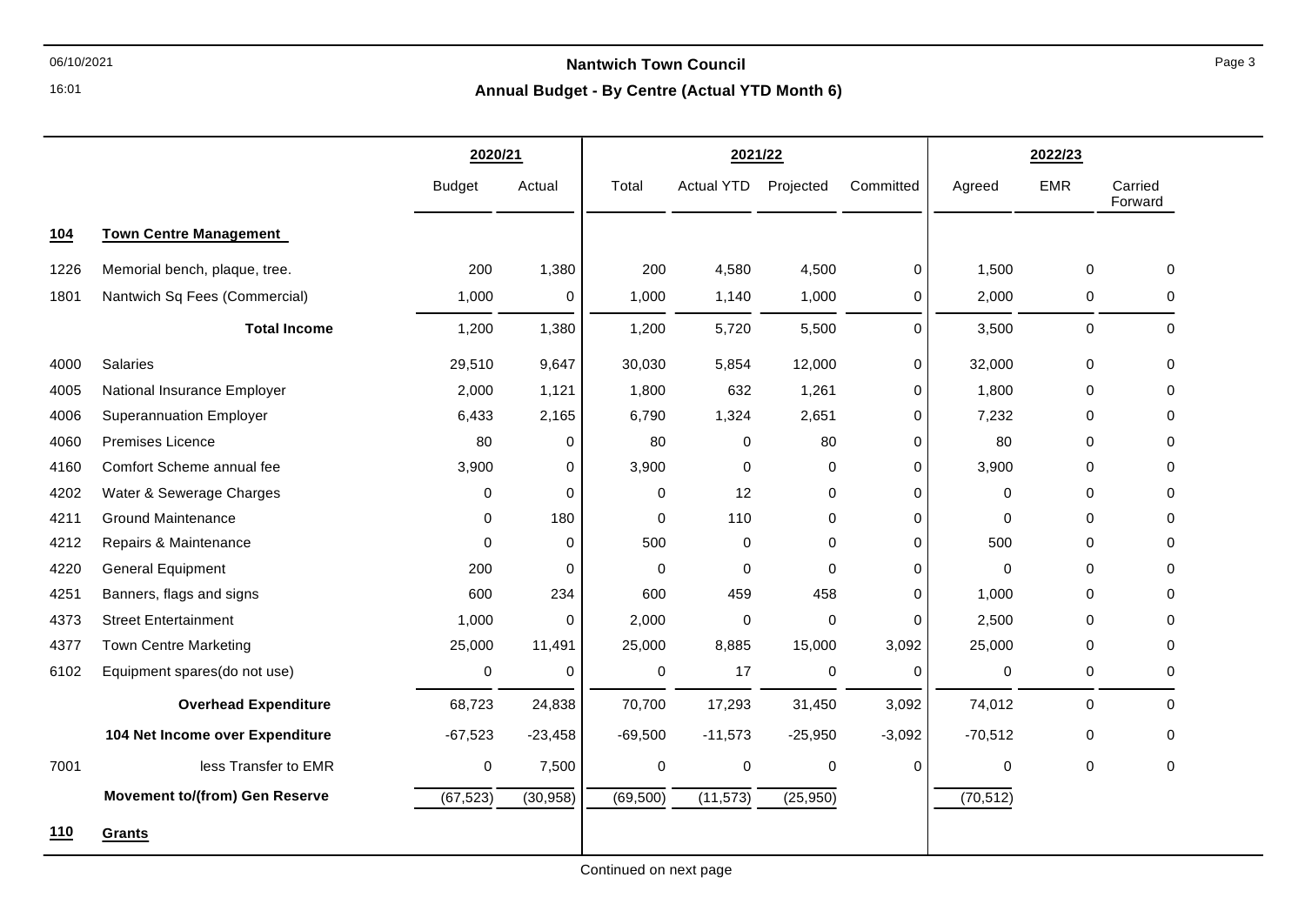## Nantwich Town Council

### Annual Budget - By Centre (Actual YTD Month 6)

| | | 2020/21 | | 2021/22 | | | | 2022/23 | | |
|---|---|---|---|---|---|---|---|---|---|---|
| | | Budget | Actual | Total | Actual YTD | Projected | Committed | Agreed | EMR | Carried Forward |
| **104** | **Town Centre Management** | | | | | | | | | |
| 1226 | Memorial bench, plaque, tree. | 200 | 1,380 | 200 | 4,580 | 4,500 | 0 | 1,500 | 0 | 0 |
| 1801 | Nantwich Sq Fees (Commercial) | 1,000 | 0 | 1,000 | 1,140 | 1,000 | 0 | 2,000 | 0 | 0 |
| | **Total Income** | 1,200 | 1,380 | 1,200 | 5,720 | 5,500 | 0 | 3,500 | 0 | 0 |
| 4000 | Salaries | 29,510 | 9,647 | 30,030 | 5,854 | 12,000 | 0 | 32,000 | 0 | 0 |
| 4005 | National Insurance Employer | 2,000 | 1,121 | 1,800 | 632 | 1,261 | 0 | 1,800 | 0 | 0 |
| 4006 | Superannuation Employer | 6,433 | 2,165 | 6,790 | 1,324 | 2,651 | 0 | 7,232 | 0 | 0 |
| 4060 | Premises Licence | 80 | 0 | 80 | 0 | 80 | 0 | 80 | 0 | 0 |
| 4160 | Comfort Scheme annual fee | 3,900 | 0 | 3,900 | 0 | 0 | 0 | 3,900 | 0 | 0 |
| 4202 | Water & Sewerage Charges | 0 | 0 | 0 | 12 | 0 | 0 | 0 | 0 | 0 |
| 4211 | Ground Maintenance | 0 | 180 | 0 | 110 | 0 | 0 | 0 | 0 | 0 |
| 4212 | Repairs & Maintenance | 0 | 0 | 500 | 0 | 0 | 0 | 500 | 0 | 0 |
| 4220 | General Equipment | 200 | 0 | 0 | 0 | 0 | 0 | 0 | 0 | 0 |
| 4251 | Banners, flags and signs | 600 | 234 | 600 | 459 | 458 | 0 | 1,000 | 0 | 0 |
| 4373 | Street Entertainment | 1,000 | 0 | 2,000 | 0 | 0 | 0 | 2,500 | 0 | 0 |
| 4377 | Town Centre Marketing | 25,000 | 11,491 | 25,000 | 8,885 | 15,000 | 3,092 | 25,000 | 0 | 0 |
| 6102 | Equipment spares(do not use) | 0 | 0 | 0 | 17 | 0 | 0 | 0 | 0 | 0 |
| | **Overhead Expenditure** | 68,723 | 24,838 | 70,700 | 17,293 | 31,450 | 3,092 | 74,012 | 0 | 0 |
| | **104 Net Income over Expenditure** | -67,523 | -23,458 | -69,500 | -11,573 | -25,950 | -3,092 | -70,512 | 0 | 0 |
| 7001 | less Transfer to EMR | 0 | 7,500 | 0 | 0 | 0 | 0 | 0 | 0 | 0 |
| | **Movement to/(from) Gen Reserve** | (67,523) | (30,958) | (69,500) | (11,573) | (25,950) | | (70,512) | | |
| **110** | **Grants** | | | | | | | | | |

Continued on next page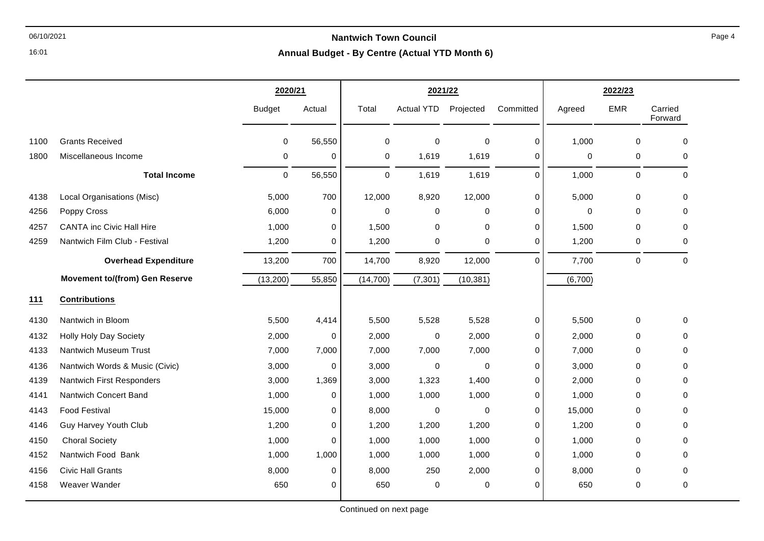# Nantwich Town Council

## Annual Budget - By Centre (Actual YTD Month 6)

| | | 2020/21 | | 2021/22 | | | | 2022/23 | | |
|---|---|---|---|---|---|---|---|---|---|---|
| | | Budget | Actual | Total | Actual YTD | Projected | Committed | Agreed | EMR | Carried Forward |
| 1100 | Grants Received | 0 | 56,550 | 0 | 0 | 0 | 0 | 1,000 | 0 | 0 |
| 1800 | Miscellaneous Income | 0 | 0 | 0 | 1,619 | 1,619 | 0 | 0 | 0 | 0 |
| | **Total Income** | 0 | 56,550 | 0 | 1,619 | 1,619 | 0 | 1,000 | 0 | 0 |
| 4138 | Local Organisations (Misc) | 5,000 | 700 | 12,000 | 8,920 | 12,000 | 0 | 5,000 | 0 | 0 |
| 4256 | Poppy Cross | 6,000 | 0 | 0 | 0 | 0 | 0 | 0 | 0 | 0 |
| 4257 | CANTA inc Civic Hall Hire | 1,000 | 0 | 1,500 | 0 | 0 | 0 | 1,500 | 0 | 0 |
| 4259 | Nantwich Film Club - Festival | 1,200 | 0 | 1,200 | 0 | 0 | 0 | 1,200 | 0 | 0 |
| | **Overhead Expenditure** | 13,200 | 700 | 14,700 | 8,920 | 12,000 | 0 | 7,700 | 0 | 0 |
| | **Movement to/(from) Gen Reserve** | (13,200) | 55,850 | (14,700) | (7,301) | (10,381) | | (6,700) | | |
| **111** | **Contributions** | | | | | | | | | |
| 4130 | Nantwich in Bloom | 5,500 | 4,414 | 5,500 | 5,528 | 5,528 | 0 | 5,500 | 0 | 0 |
| 4132 | Holly Holy Day Society | 2,000 | 0 | 2,000 | 0 | 2,000 | 0 | 2,000 | 0 | 0 |
| 4133 | Nantwich Museum Trust | 7,000 | 7,000 | 7,000 | 7,000 | 7,000 | 0 | 7,000 | 0 | 0 |
| 4136 | Nantwich Words & Music (Civic) | 3,000 | 0 | 3,000 | 0 | 0 | 0 | 3,000 | 0 | 0 |
| 4139 | Nantwich First Responders | 3,000 | 1,369 | 3,000 | 1,323 | 1,400 | 0 | 2,000 | 0 | 0 |
| 4141 | Nantwich Concert Band | 1,000 | 0 | 1,000 | 1,000 | 1,000 | 0 | 1,000 | 0 | 0 |
| 4143 | Food Festival | 15,000 | 0 | 8,000 | 0 | 0 | 0 | 15,000 | 0 | 0 |
| 4146 | Guy Harvey Youth Club | 1,200 | 0 | 1,200 | 1,200 | 1,200 | 0 | 1,200 | 0 | 0 |
| 4150 | Choral Society | 1,000 | 0 | 1,000 | 1,000 | 1,000 | 0 | 1,000 | 0 | 0 |
| 4152 | Nantwich Food Bank | 1,000 | 1,000 | 1,000 | 1,000 | 1,000 | 0 | 1,000 | 0 | 0 |
| 4156 | Civic Hall Grants | 8,000 | 0 | 8,000 | 250 | 2,000 | 0 | 8,000 | 0 | 0 |
| 4158 | Weaver Wander | 650 | 0 | 650 | 0 | 0 | 0 | 650 | 0 | 0 |

Continued on next page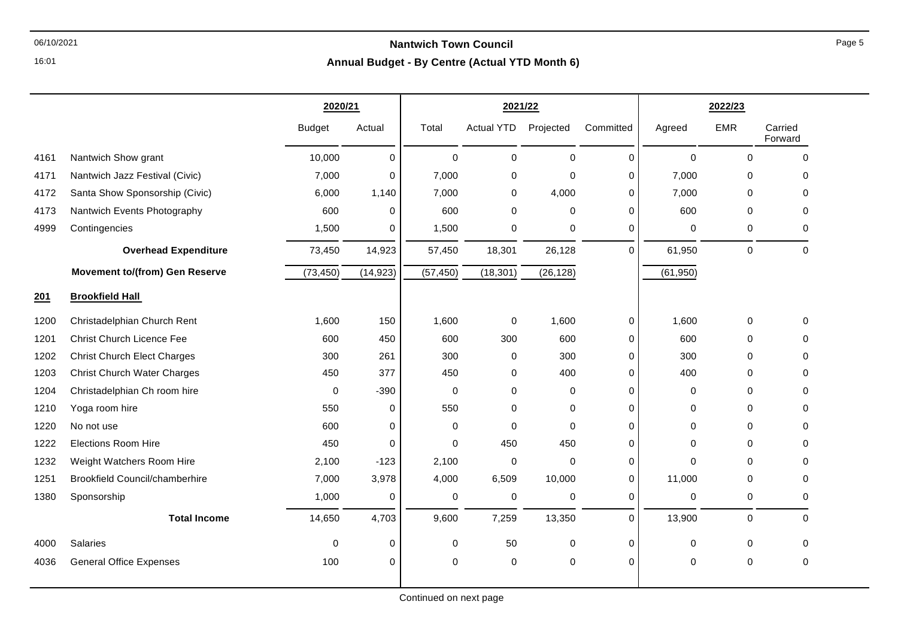# Nantwich Town Council

## Annual Budget - By Centre (Actual YTD Month 6)

06/10/2021
16:01

| | | 2020/21 | | 2021/22 | | | | 2022/23 | | |
|---|---|---|---|---|---|---|---|---|---|---|
| | | Budget | Actual | Total | Actual YTD | Projected | Committed | Agreed | EMR | Carried Forward |
| 4161 | Nantwich Show grant | 10,000 | 0 | 0 | 0 | 0 | 0 | 0 | 0 | 0 |
| 4171 | Nantwich Jazz Festival (Civic) | 7,000 | 0 | 7,000 | 0 | 0 | 0 | 7,000 | 0 | 0 |
| 4172 | Santa Show Sponsorship (Civic) | 6,000 | 1,140 | 7,000 | 0 | 4,000 | 0 | 7,000 | 0 | 0 |
| 4173 | Nantwich Events Photography | 600 | 0 | 600 | 0 | 0 | 0 | 600 | 0 | 0 |
| 4999 | Contingencies | 1,500 | 0 | 1,500 | 0 | 0 | 0 | 0 | 0 | 0 |
| | **Overhead Expenditure** | 73,450 | 14,923 | 57,450 | 18,301 | 26,128 | 0 | 61,950 | 0 | 0 |
| | **Movement to/(from) Gen Reserve** | (73,450) | (14,923) | (57,450) | (18,301) | (26,128) | | (61,950) | | |
| **201** | **Brookfield Hall** | | | | | | | | | |
| 1200 | Christadelphian Church Rent | 1,600 | 150 | 1,600 | 0 | 1,600 | 0 | 1,600 | 0 | 0 |
| 1201 | Christ Church Licence Fee | 600 | 450 | 600 | 300 | 600 | 0 | 600 | 0 | 0 |
| 1202 | Christ Church Elect Charges | 300 | 261 | 300 | 0 | 300 | 0 | 300 | 0 | 0 |
| 1203 | Christ Church Water Charges | 450 | 377 | 450 | 0 | 400 | 0 | 400 | 0 | 0 |
| 1204 | Christadelphian Ch room hire | 0 | -390 | 0 | 0 | 0 | 0 | 0 | 0 | 0 |
| 1210 | Yoga room hire | 550 | 0 | 550 | 0 | 0 | 0 | 0 | 0 | 0 |
| 1220 | No not use | 600 | 0 | 0 | 0 | 0 | 0 | 0 | 0 | 0 |
| 1222 | Elections Room Hire | 450 | 0 | 0 | 450 | 450 | 0 | 0 | 0 | 0 |
| 1232 | Weight Watchers Room Hire | 2,100 | -123 | 2,100 | 0 | 0 | 0 | 0 | 0 | 0 |
| 1251 | Brookfield Council/chamberhire | 7,000 | 3,978 | 4,000 | 6,509 | 10,000 | 0 | 11,000 | 0 | 0 |
| 1380 | Sponsorship | 1,000 | 0 | 0 | 0 | 0 | 0 | 0 | 0 | 0 |
| | **Total Income** | 14,650 | 4,703 | 9,600 | 7,259 | 13,350 | 0 | 13,900 | 0 | 0 |
| 4000 | Salaries | 0 | 0 | 0 | 50 | 0 | 0 | 0 | 0 | 0 |
| 4036 | General Office Expenses | 100 | 0 | 0 | 0 | 0 | 0 | 0 | 0 | 0 |

Continued on next page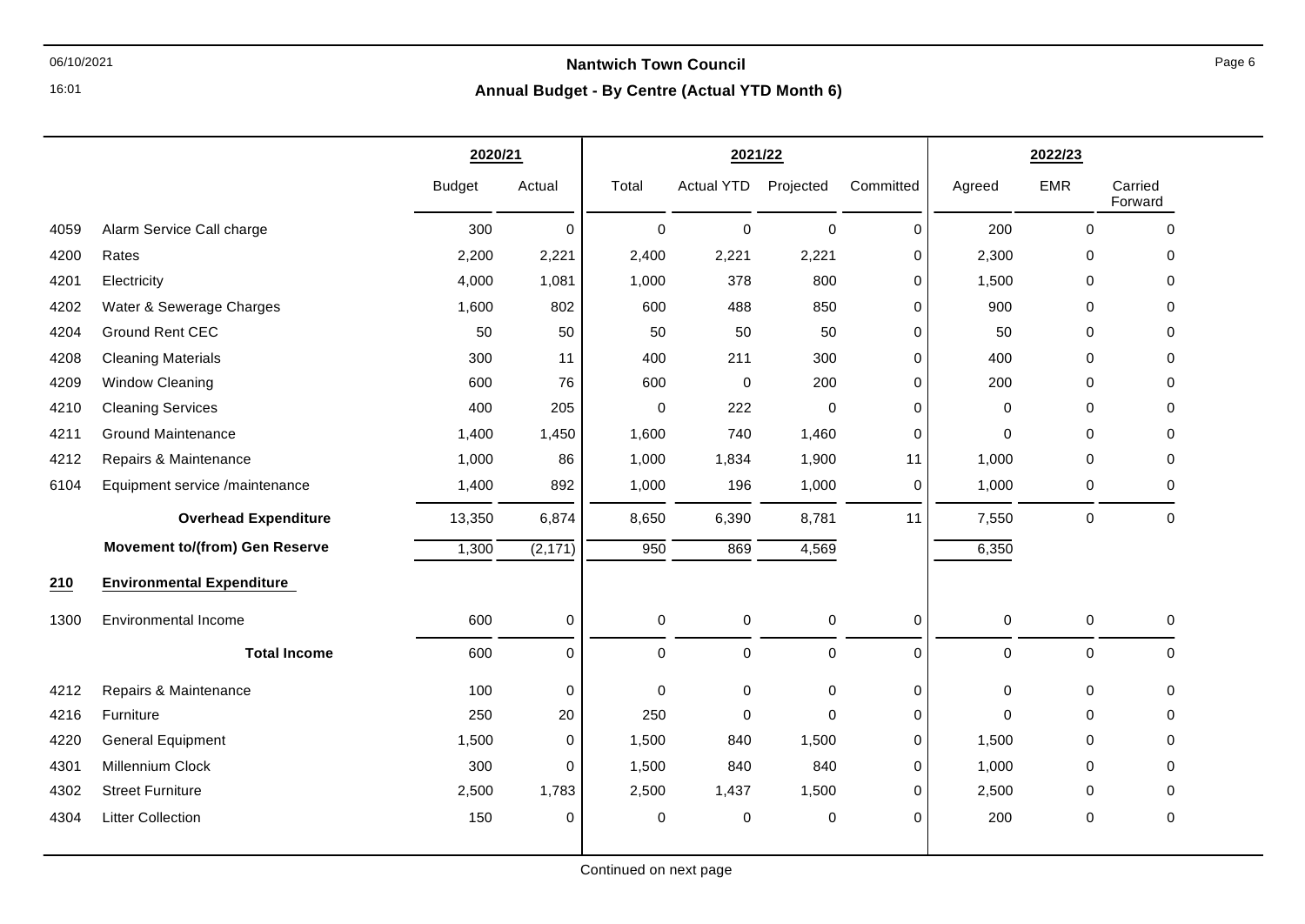# Nantwich Town Council

## Annual Budget - By Centre (Actual YTD Month 6)

| | | 2020/21 | | 2021/22 | | | | 2022/23 | | |
|---|---|---|---|---|---|---|---|---|---|---|
| | | Budget | Actual | Total | Actual YTD | Projected | Committed | Agreed | EMR | Carried Forward |
| 4059 | Alarm Service Call charge | 300 | 0 | 0 | 0 | 0 | 0 | 200 | 0 | 0 |
| 4200 | Rates | 2,200 | 2,221 | 2,400 | 2,221 | 2,221 | 0 | 2,300 | 0 | 0 |
| 4201 | Electricity | 4,000 | 1,081 | 1,000 | 378 | 800 | 0 | 1,500 | 0 | 0 |
| 4202 | Water & Sewerage Charges | 1,600 | 802 | 600 | 488 | 850 | 0 | 900 | 0 | 0 |
| 4204 | Ground Rent CEC | 50 | 50 | 50 | 50 | 50 | 0 | 50 | 0 | 0 |
| 4208 | Cleaning Materials | 300 | 11 | 400 | 211 | 300 | 0 | 400 | 0 | 0 |
| 4209 | Window Cleaning | 600 | 76 | 600 | 0 | 200 | 0 | 200 | 0 | 0 |
| 4210 | Cleaning Services | 400 | 205 | 0 | 222 | 0 | 0 | 0 | 0 | 0 |
| 4211 | Ground Maintenance | 1,400 | 1,450 | 1,600 | 740 | 1,460 | 0 | 0 | 0 | 0 |
| 4212 | Repairs & Maintenance | 1,000 | 86 | 1,000 | 1,834 | 1,900 | 11 | 1,000 | 0 | 0 |
| 6104 | Equipment service /maintenance | 1,400 | 892 | 1,000 | 196 | 1,000 | 0 | 1,000 | 0 | 0 |
| | **Overhead Expenditure** | 13,350 | 6,874 | 8,650 | 6,390 | 8,781 | 11 | 7,550 | 0 | 0 |
| | **Movement to/(from) Gen Reserve** | 1,300 | (2,171) | 950 | 869 | 4,569 | | 6,350 | | |
| **210** | **Environmental Expenditure** | | | | | | | | | |
| 1300 | Environmental Income | 600 | 0 | 0 | 0 | 0 | 0 | 0 | 0 | 0 |
| | **Total Income** | 600 | 0 | 0 | 0 | 0 | 0 | 0 | 0 | 0 |
| 4212 | Repairs & Maintenance | 100 | 0 | 0 | 0 | 0 | 0 | 0 | 0 | 0 |
| 4216 | Furniture | 250 | 20 | 250 | 0 | 0 | 0 | 0 | 0 | 0 |
| 4220 | General Equipment | 1,500 | 0 | 1,500 | 840 | 1,500 | 0 | 1,500 | 0 | 0 |
| 4301 | Millennium Clock | 300 | 0 | 1,500 | 840 | 840 | 0 | 1,000 | 0 | 0 |
| 4302 | Street Furniture | 2,500 | 1,783 | 2,500 | 1,437 | 1,500 | 0 | 2,500 | 0 | 0 |
| 4304 | Litter Collection | 150 | 0 | 0 | 0 | 0 | 0 | 200 | 0 | 0 |

Continued on next page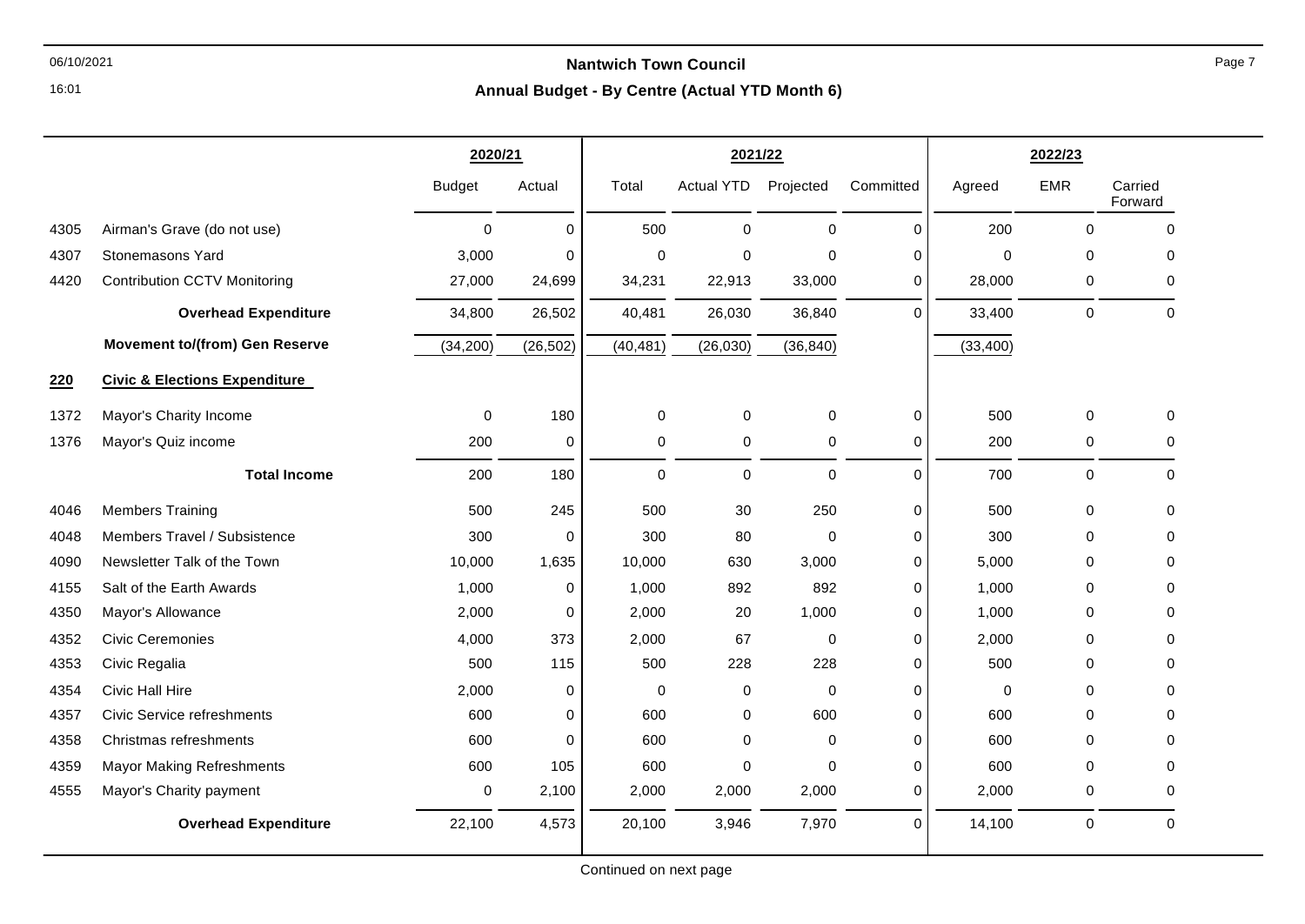# Nantwich Town Council

## Annual Budget - By Centre (Actual YTD Month 6)

| | | 2020/21 | | 2021/22 | | | | 2022/23 | | |
|---|---|---|---|---|---|---|---|---|---|---|
| | | Budget | Actual | Total | Actual YTD | Projected | Committed | Agreed | EMR | Carried Forward |
| 4305 | Airman's Grave (do not use) | 0 | 0 | 500 | 0 | 0 | 0 | 200 | 0 | 0 |
| 4307 | Stonemasons Yard | 3,000 | 0 | 0 | 0 | 0 | 0 | 0 | 0 | 0 |
| 4420 | Contribution CCTV Monitoring | 27,000 | 24,699 | 34,231 | 22,913 | 33,000 | 0 | 28,000 | 0 | 0 |
| | **Overhead Expenditure** | 34,800 | 26,502 | 40,481 | 26,030 | 36,840 | 0 | 33,400 | 0 | 0 |
| | **Movement to/(from) Gen Reserve** | (34,200) | (26,502) | (40,481) | (26,030) | (36,840) | | (33,400) | | |
| **220** | **Civic & Elections Expenditure** | | | | | | | | | |
| 1372 | Mayor's Charity Income | 0 | 180 | 0 | 0 | 0 | 0 | 500 | 0 | 0 |
| 1376 | Mayor's Quiz income | 200 | 0 | 0 | 0 | 0 | 0 | 200 | 0 | 0 |
| | **Total Income** | 200 | 180 | 0 | 0 | 0 | 0 | 700 | 0 | 0 |
| 4046 | Members Training | 500 | 245 | 500 | 30 | 250 | 0 | 500 | 0 | 0 |
| 4048 | Members Travel / Subsistence | 300 | 0 | 300 | 80 | 0 | 0 | 300 | 0 | 0 |
| 4090 | Newsletter Talk of the Town | 10,000 | 1,635 | 10,000 | 630 | 3,000 | 0 | 5,000 | 0 | 0 |
| 4155 | Salt of the Earth Awards | 1,000 | 0 | 1,000 | 892 | 892 | 0 | 1,000 | 0 | 0 |
| 4350 | Mayor's Allowance | 2,000 | 0 | 2,000 | 20 | 1,000 | 0 | 1,000 | 0 | 0 |
| 4352 | Civic Ceremonies | 4,000 | 373 | 2,000 | 67 | 0 | 0 | 2,000 | 0 | 0 |
| 4353 | Civic Regalia | 500 | 115 | 500 | 228 | 228 | 0 | 500 | 0 | 0 |
| 4354 | Civic Hall Hire | 2,000 | 0 | 0 | 0 | 0 | 0 | 0 | 0 | 0 |
| 4357 | Civic Service refreshments | 600 | 0 | 600 | 0 | 600 | 0 | 600 | 0 | 0 |
| 4358 | Christmas refreshments | 600 | 0 | 600 | 0 | 0 | 0 | 600 | 0 | 0 |
| 4359 | Mayor Making Refreshments | 600 | 105 | 600 | 0 | 0 | 0 | 600 | 0 | 0 |
| 4555 | Mayor's Charity payment | 0 | 2,100 | 2,000 | 2,000 | 2,000 | 0 | 2,000 | 0 | 0 |
| | **Overhead Expenditure** | 22,100 | 4,573 | 20,100 | 3,946 | 7,970 | 0 | 14,100 | 0 | 0 |

Continued on next page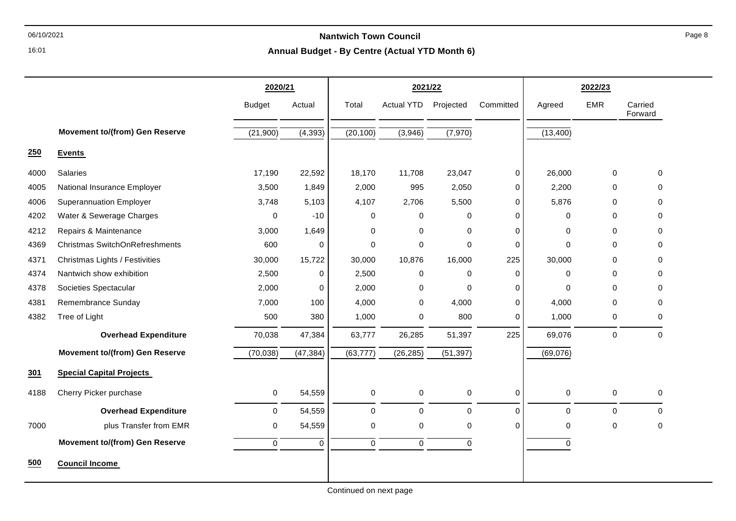**Nantwich Town Council**

**Annual Budget - By Centre (Actual YTD Month 6)**

| | | 2020/21 | | 2021/22 | | | | 2022/23 | | |
|---|---|---|---|---|---|---|---|---|---|---|
| | | Budget | Actual | Total | Actual YTD | Projected | Committed | Agreed | EMR | Carried Forward |
| | **Movement to/(from) Gen Reserve** | (21,900) | (4,393) | (20,100) | (3,946) | (7,970) | | (13,400) | | |
| **250** | **Events** | | | | | | | | | |
| 4000 | Salaries | 17,190 | 22,592 | 18,170 | 11,708 | 23,047 | 0 | 26,000 | 0 | 0 |
| 4005 | National Insurance Employer | 3,500 | 1,849 | 2,000 | 995 | 2,050 | 0 | 2,200 | 0 | 0 |
| 4006 | Superannuation Employer | 3,748 | 5,103 | 4,107 | 2,706 | 5,500 | 0 | 5,876 | 0 | 0 |
| 4202 | Water & Sewerage Charges | 0 | -10 | 0 | 0 | 0 | 0 | 0 | 0 | 0 |
| 4212 | Repairs & Maintenance | 3,000 | 1,649 | 0 | 0 | 0 | 0 | 0 | 0 | 0 |
| 4369 | Christmas SwitchOnRefreshments | 600 | 0 | 0 | 0 | 0 | 0 | 0 | 0 | 0 |
| 4371 | Christmas Lights / Festivities | 30,000 | 15,722 | 30,000 | 10,876 | 16,000 | 225 | 30,000 | 0 | 0 |
| 4374 | Nantwich show exhibition | 2,500 | 0 | 2,500 | 0 | 0 | 0 | 0 | 0 | 0 |
| 4378 | Societies Spectacular | 2,000 | 0 | 2,000 | 0 | 0 | 0 | 0 | 0 | 0 |
| 4381 | Remembrance Sunday | 7,000 | 100 | 4,000 | 0 | 4,000 | 0 | 4,000 | 0 | 0 |
| 4382 | Tree of Light | 500 | 380 | 1,000 | 0 | 800 | 0 | 1,000 | 0 | 0 |
| | **Overhead Expenditure** | 70,038 | 47,384 | 63,777 | 26,285 | 51,397 | 225 | 69,076 | 0 | 0 |
| | **Movement to/(from) Gen Reserve** | (70,038) | (47,384) | (63,777) | (26,285) | (51,397) | | (69,076) | | |
| **301** | **Special Capital Projects** | | | | | | | | | |
| 4188 | Cherry Picker purchase | 0 | 54,559 | 0 | 0 | 0 | 0 | 0 | 0 | 0 |
| | **Overhead Expenditure** | 0 | 54,559 | 0 | 0 | 0 | 0 | 0 | 0 | 0 |
| 7000 | plus Transfer from EMR | 0 | 54,559 | 0 | 0 | 0 | 0 | 0 | 0 | 0 |
| | **Movement to/(from) Gen Reserve** | 0 | 0 | 0 | 0 | 0 | | 0 | | |
| **500** | **Council Income** | | | | | | | | | |

Continued on next page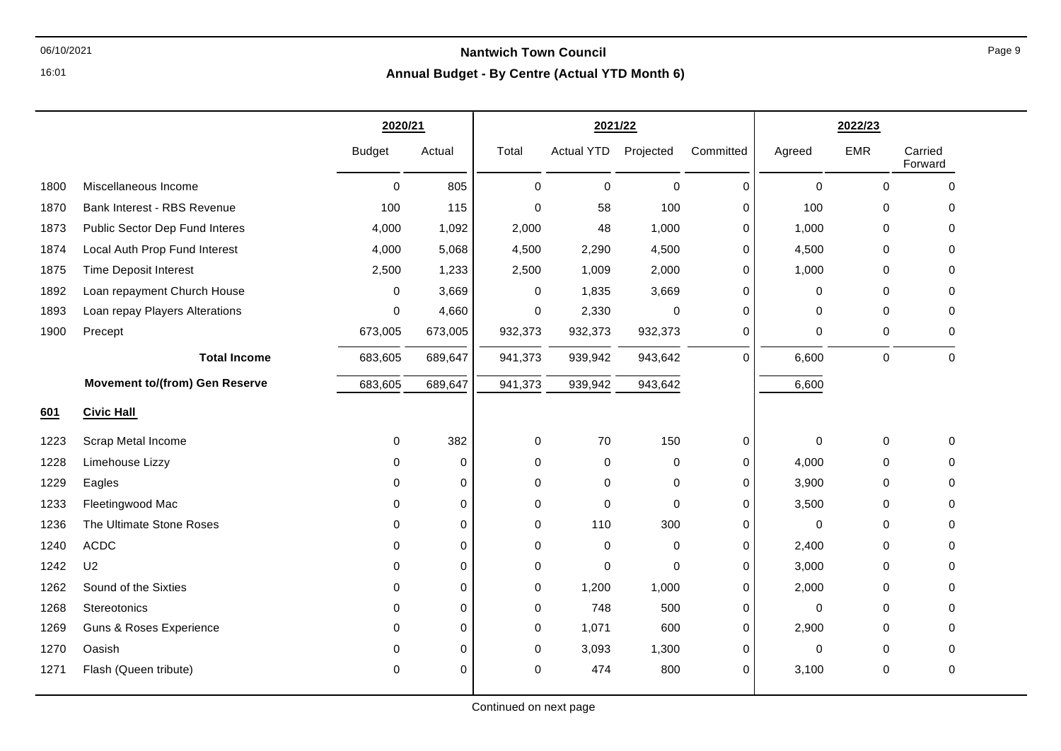## Nantwich Town Council

### Annual Budget - By Centre (Actual YTD Month 6)

| | | 2020/21 | | 2021/22 | | | | 2022/23 | | |
|---|---|---|---|---|---|---|---|---|---|---|
| | | Budget | Actual | Total | Actual YTD | Projected | Committed | Agreed | EMR | Carried Forward |
| 1800 | Miscellaneous Income | 0 | 805 | 0 | 0 | 0 | 0 | 0 | 0 | 0 |
| 1870 | Bank Interest - RBS Revenue | 100 | 115 | 0 | 58 | 100 | 0 | 100 | 0 | 0 |
| 1873 | Public Sector Dep Fund Interes | 4,000 | 1,092 | 2,000 | 48 | 1,000 | 0 | 1,000 | 0 | 0 |
| 1874 | Local Auth Prop Fund Interest | 4,000 | 5,068 | 4,500 | 2,290 | 4,500 | 0 | 4,500 | 0 | 0 |
| 1875 | Time Deposit Interest | 2,500 | 1,233 | 2,500 | 1,009 | 2,000 | 0 | 1,000 | 0 | 0 |
| 1892 | Loan repayment Church House | 0 | 3,669 | 0 | 1,835 | 3,669 | 0 | 0 | 0 | 0 |
| 1893 | Loan repay Players Alterations | 0 | 4,660 | 0 | 2,330 | 0 | 0 | 0 | 0 | 0 |
| 1900 | Precept | 673,005 | 673,005 | 932,373 | 932,373 | 932,373 | 0 | 0 | 0 | 0 |
| | **Total Income** | 683,605 | 689,647 | 941,373 | 939,942 | 943,642 | 0 | 6,600 | 0 | 0 |
| | **Movement to/(from) Gen Reserve** | 683,605 | 689,647 | 941,373 | 939,942 | 943,642 | | 6,600 | | |
| **601** | **Civic Hall** | | | | | | | | | |
| 1223 | Scrap Metal Income | 0 | 382 | 0 | 70 | 150 | 0 | 0 | 0 | 0 |
| 1228 | Limehouse Lizzy | 0 | 0 | 0 | 0 | 0 | 0 | 4,000 | 0 | 0 |
| 1229 | Eagles | 0 | 0 | 0 | 0 | 0 | 0 | 3,900 | 0 | 0 |
| 1233 | Fleetingwood Mac | 0 | 0 | 0 | 0 | 0 | 0 | 3,500 | 0 | 0 |
| 1236 | The Ultimate Stone Roses | 0 | 0 | 0 | 110 | 300 | 0 | 0 | 0 | 0 |
| 1240 | ACDC | 0 | 0 | 0 | 0 | 0 | 0 | 2,400 | 0 | 0 |
| 1242 | U2 | 0 | 0 | 0 | 0 | 0 | 0 | 3,000 | 0 | 0 |
| 1262 | Sound of the Sixties | 0 | 0 | 0 | 1,200 | 1,000 | 0 | 2,000 | 0 | 0 |
| 1268 | Stereotonics | 0 | 0 | 0 | 748 | 500 | 0 | 0 | 0 | 0 |
| 1269 | Guns & Roses Experience | 0 | 0 | 0 | 1,071 | 600 | 0 | 2,900 | 0 | 0 |
| 1270 | Oasish | 0 | 0 | 0 | 3,093 | 1,300 | 0 | 0 | 0 | 0 |
| 1271 | Flash (Queen tribute) | 0 | 0 | 0 | 474 | 800 | 0 | 3,100 | 0 | 0 |

Continued on next page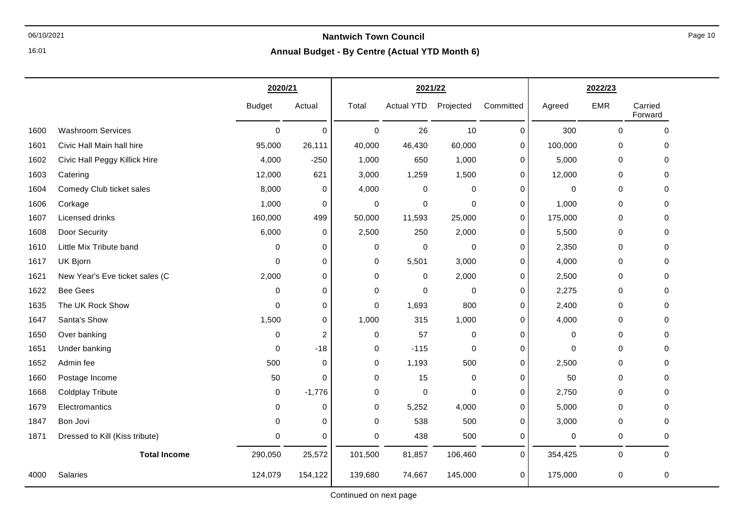# Nantwich Town Council

## Annual Budget - By Centre (Actual YTD Month 6)

06/10/2021
16:01

| | | 2020/21 | | 2021/22 | | | | 2022/23 | | |
|---|---|---|---|---|---|---|---|---|---|---|
| | | Budget | Actual | Total | Actual YTD | Projected | Committed | Agreed | EMR | Carried Forward |
| 1600 | Washroom Services | 0 | 0 | 0 | 26 | 10 | 0 | 300 | 0 | 0 |
| 1601 | Civic Hall Main hall hire | 95,000 | 26,111 | 40,000 | 46,430 | 60,000 | 0 | 100,000 | 0 | 0 |
| 1602 | Civic Hall Peggy Killick Hire | 4,000 | -250 | 1,000 | 650 | 1,000 | 0 | 5,000 | 0 | 0 |
| 1603 | Catering | 12,000 | 621 | 3,000 | 1,259 | 1,500 | 0 | 12,000 | 0 | 0 |
| 1604 | Comedy Club ticket sales | 8,000 | 0 | 4,000 | 0 | 0 | 0 | 0 | 0 | 0 |
| 1606 | Corkage | 1,000 | 0 | 0 | 0 | 0 | 0 | 1,000 | 0 | 0 |
| 1607 | Licensed drinks | 160,000 | 499 | 50,000 | 11,593 | 25,000 | 0 | 175,000 | 0 | 0 |
| 1608 | Door Security | 6,000 | 0 | 2,500 | 250 | 2,000 | 0 | 5,500 | 0 | 0 |
| 1610 | Little Mix Tribute band | 0 | 0 | 0 | 0 | 0 | 0 | 2,350 | 0 | 0 |
| 1617 | UK Bjorn | 0 | 0 | 0 | 5,501 | 3,000 | 0 | 4,000 | 0 | 0 |
| 1621 | New Year's Eve ticket sales (C | 2,000 | 0 | 0 | 0 | 2,000 | 0 | 2,500 | 0 | 0 |
| 1622 | Bee Gees | 0 | 0 | 0 | 0 | 0 | 0 | 2,275 | 0 | 0 |
| 1635 | The UK Rock Show | 0 | 0 | 0 | 1,693 | 800 | 0 | 2,400 | 0 | 0 |
| 1647 | Santa's Show | 1,500 | 0 | 1,000 | 315 | 1,000 | 0 | 4,000 | 0 | 0 |
| 1650 | Over banking | 0 | 2 | 0 | 57 | 0 | 0 | 0 | 0 | 0 |
| 1651 | Under banking | 0 | -18 | 0 | -115 | 0 | 0 | 0 | 0 | 0 |
| 1652 | Admin fee | 500 | 0 | 0 | 1,193 | 500 | 0 | 2,500 | 0 | 0 |
| 1660 | Postage Income | 50 | 0 | 0 | 15 | 0 | 0 | 50 | 0 | 0 |
| 1668 | Coldplay Tribute | 0 | -1,776 | 0 | 0 | 0 | 0 | 2,750 | 0 | 0 |
| 1679 | Electromantics | 0 | 0 | 0 | 5,252 | 4,000 | 0 | 5,000 | 0 | 0 |
| 1847 | Bon Jovi | 0 | 0 | 0 | 538 | 500 | 0 | 3,000 | 0 | 0 |
| 1871 | Dressed to Kill (Kiss tribute) | 0 | 0 | 0 | 438 | 500 | 0 | 0 | 0 | 0 |
| | **Total Income** | 290,050 | 25,572 | 101,500 | 81,857 | 106,460 | 0 | 354,425 | 0 | 0 |
| 4000 | Salaries | 124,079 | 154,122 | 139,680 | 74,667 | 145,000 | 0 | 175,000 | 0 | 0 |

Continued on next page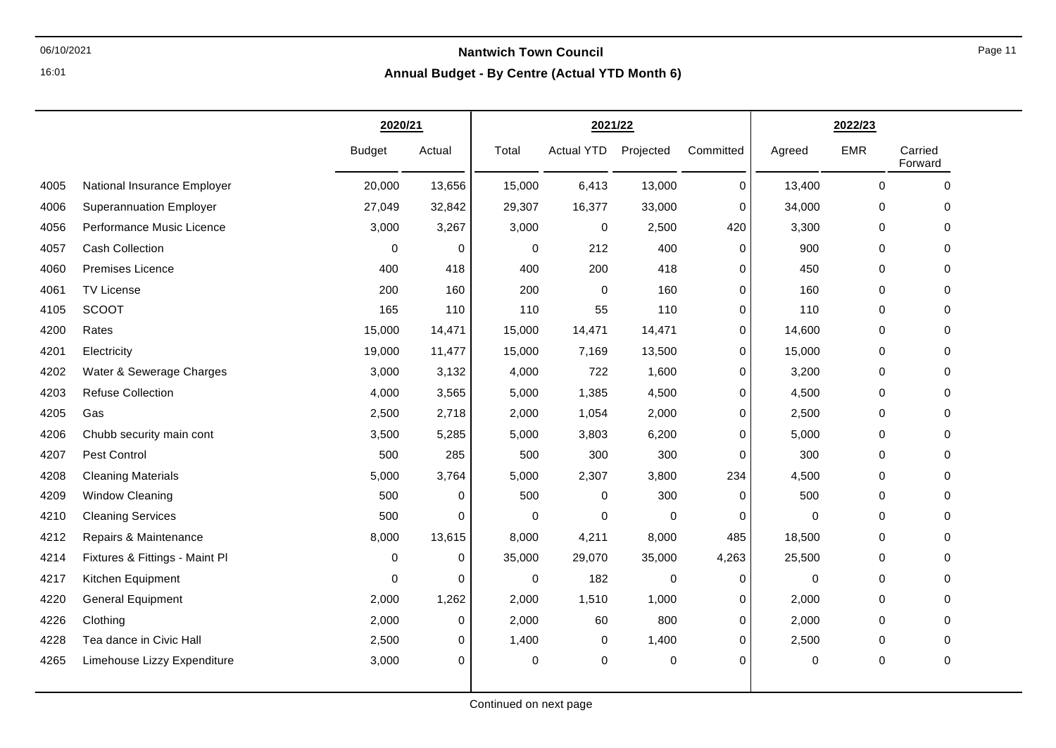**Nantwich Town Council**

**Annual Budget - By Centre (Actual YTD Month 6)**

| | | 2020/21 | | 2021/22 | | | | 2022/23 | | |
|---|---|---|---|---|---|---|---|---|---|---|
| | | Budget | Actual | Total | Actual YTD | Projected | Committed | Agreed | EMR | Carried Forward |
| 4005 | National Insurance Employer | 20,000 | 13,656 | 15,000 | 6,413 | 13,000 | 0 | 13,400 | 0 | 0 |
| 4006 | Superannuation Employer | 27,049 | 32,842 | 29,307 | 16,377 | 33,000 | 0 | 34,000 | 0 | 0 |
| 4056 | Performance Music Licence | 3,000 | 3,267 | 3,000 | 0 | 2,500 | 420 | 3,300 | 0 | 0 |
| 4057 | Cash Collection | 0 | 0 | 0 | 212 | 400 | 0 | 900 | 0 | 0 |
| 4060 | Premises Licence | 400 | 418 | 400 | 200 | 418 | 0 | 450 | 0 | 0 |
| 4061 | TV License | 200 | 160 | 200 | 0 | 160 | 0 | 160 | 0 | 0 |
| 4105 | SCOOT | 165 | 110 | 110 | 55 | 110 | 0 | 110 | 0 | 0 |
| 4200 | Rates | 15,000 | 14,471 | 15,000 | 14,471 | 14,471 | 0 | 14,600 | 0 | 0 |
| 4201 | Electricity | 19,000 | 11,477 | 15,000 | 7,169 | 13,500 | 0 | 15,000 | 0 | 0 |
| 4202 | Water & Sewerage Charges | 3,000 | 3,132 | 4,000 | 722 | 1,600 | 0 | 3,200 | 0 | 0 |
| 4203 | Refuse Collection | 4,000 | 3,565 | 5,000 | 1,385 | 4,500 | 0 | 4,500 | 0 | 0 |
| 4205 | Gas | 2,500 | 2,718 | 2,000 | 1,054 | 2,000 | 0 | 2,500 | 0 | 0 |
| 4206 | Chubb security main cont | 3,500 | 5,285 | 5,000 | 3,803 | 6,200 | 0 | 5,000 | 0 | 0 |
| 4207 | Pest Control | 500 | 285 | 500 | 300 | 300 | 0 | 300 | 0 | 0 |
| 4208 | Cleaning Materials | 5,000 | 3,764 | 5,000 | 2,307 | 3,800 | 234 | 4,500 | 0 | 0 |
| 4209 | Window Cleaning | 500 | 0 | 500 | 0 | 300 | 0 | 500 | 0 | 0 |
| 4210 | Cleaning Services | 500 | 0 | 0 | 0 | 0 | 0 | 0 | 0 | 0 |
| 4212 | Repairs & Maintenance | 8,000 | 13,615 | 8,000 | 4,211 | 8,000 | 485 | 18,500 | 0 | 0 |
| 4214 | Fixtures & Fittings - Maint Pl | 0 | 0 | 35,000 | 29,070 | 35,000 | 4,263 | 25,500 | 0 | 0 |
| 4217 | Kitchen Equipment | 0 | 0 | 0 | 182 | 0 | 0 | 0 | 0 | 0 |
| 4220 | General Equipment | 2,000 | 1,262 | 2,000 | 1,510 | 1,000 | 0 | 2,000 | 0 | 0 |
| 4226 | Clothing | 2,000 | 0 | 2,000 | 60 | 800 | 0 | 2,000 | 0 | 0 |
| 4228 | Tea dance in Civic Hall | 2,500 | 0 | 1,400 | 0 | 1,400 | 0 | 2,500 | 0 | 0 |
| 4265 | Limehouse Lizzy Expenditure | 3,000 | 0 | 0 | 0 | 0 | 0 | 0 | 0 | 0 |

Continued on next page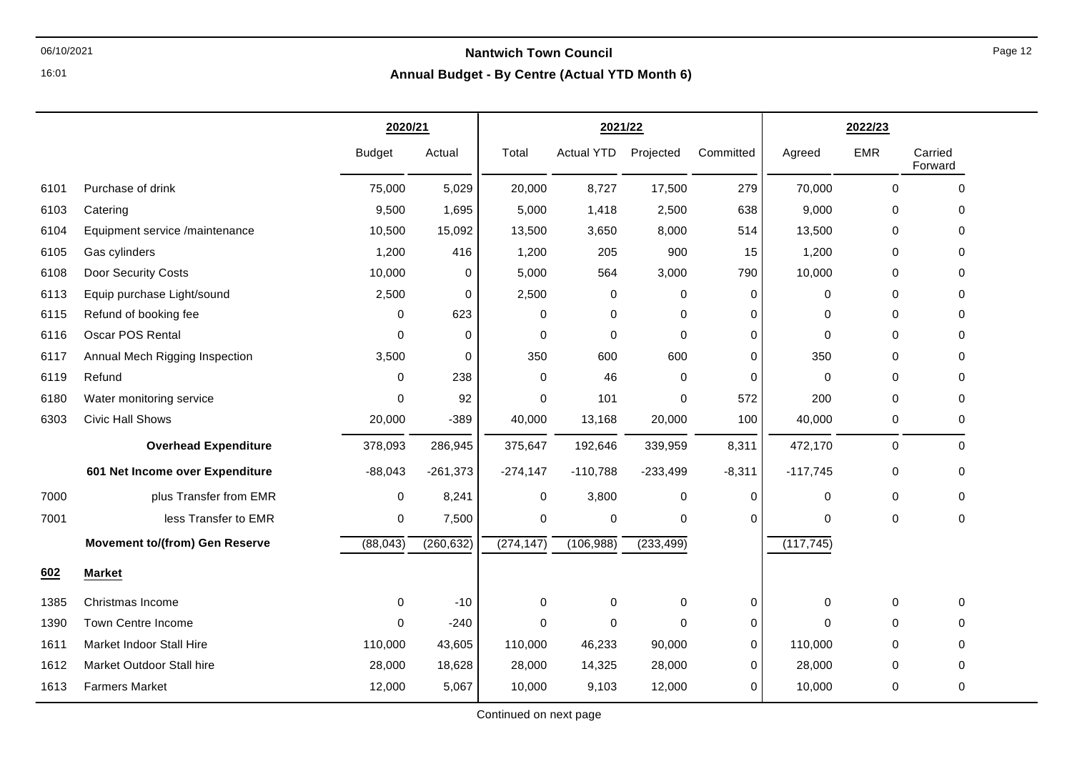## Nantwich Town Council

### Annual Budget - By Centre (Actual YTD Month 6)

| | | 2020/21 | | 2021/22 | | | | 2022/23 | | |
|---|---|---|---|---|---|---|---|---|---|---|
| | | Budget | Actual | Total | Actual YTD | Projected | Committed | Agreed | EMR | Carried Forward |
| 6101 | Purchase of drink | 75,000 | 5,029 | 20,000 | 8,727 | 17,500 | 279 | 70,000 | 0 | 0 |
| 6103 | Catering | 9,500 | 1,695 | 5,000 | 1,418 | 2,500 | 638 | 9,000 | 0 | 0 |
| 6104 | Equipment service /maintenance | 10,500 | 15,092 | 13,500 | 3,650 | 8,000 | 514 | 13,500 | 0 | 0 |
| 6105 | Gas cylinders | 1,200 | 416 | 1,200 | 205 | 900 | 15 | 1,200 | 0 | 0 |
| 6108 | Door Security Costs | 10,000 | 0 | 5,000 | 564 | 3,000 | 790 | 10,000 | 0 | 0 |
| 6113 | Equip purchase Light/sound | 2,500 | 0 | 2,500 | 0 | 0 | 0 | 0 | 0 | 0 |
| 6115 | Refund of booking fee | 0 | 623 | 0 | 0 | 0 | 0 | 0 | 0 | 0 |
| 6116 | Oscar POS Rental | 0 | 0 | 0 | 0 | 0 | 0 | 0 | 0 | 0 |
| 6117 | Annual Mech Rigging Inspection | 3,500 | 0 | 350 | 600 | 600 | 0 | 350 | 0 | 0 |
| 6119 | Refund | 0 | 238 | 0 | 46 | 0 | 0 | 0 | 0 | 0 |
| 6180 | Water monitoring service | 0 | 92 | 0 | 101 | 0 | 572 | 200 | 0 | 0 |
| 6303 | Civic Hall Shows | 20,000 | -389 | 40,000 | 13,168 | 20,000 | 100 | 40,000 | 0 | 0 |
| | **Overhead Expenditure** | 378,093 | 286,945 | 375,647 | 192,646 | 339,959 | 8,311 | 472,170 | 0 | 0 |
| | **601 Net Income over Expenditure** | -88,043 | -261,373 | -274,147 | -110,788 | -233,499 | -8,311 | -117,745 | 0 | 0 |
| 7000 | plus Transfer from EMR | 0 | 8,241 | 0 | 3,800 | 0 | 0 | 0 | 0 | 0 |
| 7001 | less Transfer to EMR | 0 | 7,500 | 0 | 0 | 0 | 0 | 0 | 0 | 0 |
| | **Movement to/(from) Gen Reserve** | (88,043) | (260,632) | (274,147) | (106,988) | (233,499) | | (117,745) | | |
| **602** | **Market** | | | | | | | | | |
| 1385 | Christmas Income | 0 | -10 | 0 | 0 | 0 | 0 | 0 | 0 | 0 |
| 1390 | Town Centre Income | 0 | -240 | 0 | 0 | 0 | 0 | 0 | 0 | 0 |
| 1611 | Market Indoor Stall Hire | 110,000 | 43,605 | 110,000 | 46,233 | 90,000 | 0 | 110,000 | 0 | 0 |
| 1612 | Market Outdoor Stall hire | 28,000 | 18,628 | 28,000 | 14,325 | 28,000 | 0 | 28,000 | 0 | 0 |
| 1613 | Farmers Market | 12,000 | 5,067 | 10,000 | 9,103 | 12,000 | 0 | 10,000 | 0 | 0 |

Continued on next page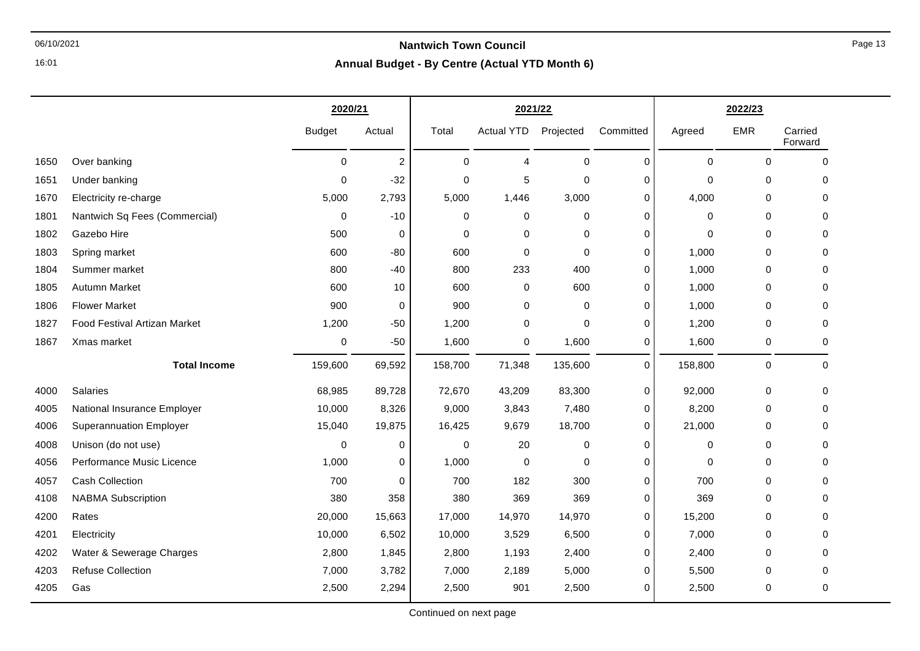# Nantwich Town Council

## Annual Budget - By Centre (Actual YTD Month 6)

| | | 2020/21 | | 2021/22 | | | | 2022/23 | | |
|---|---|---|---|---|---|---|---|---|---|---|
| | | Budget | Actual | Total | Actual YTD | Projected | Committed | Agreed | EMR | Carried Forward |
| 1650 | Over banking | 0 | 2 | 0 | 4 | 0 | 0 | 0 | 0 | 0 |
| 1651 | Under banking | 0 | -32 | 0 | 5 | 0 | 0 | 0 | 0 | 0 |
| 1670 | Electricity re-charge | 5,000 | 2,793 | 5,000 | 1,446 | 3,000 | 0 | 4,000 | 0 | 0 |
| 1801 | Nantwich Sq Fees (Commercial) | 0 | -10 | 0 | 0 | 0 | 0 | 0 | 0 | 0 |
| 1802 | Gazebo Hire | 500 | 0 | 0 | 0 | 0 | 0 | 0 | 0 | 0 |
| 1803 | Spring market | 600 | -80 | 600 | 0 | 0 | 0 | 1,000 | 0 | 0 |
| 1804 | Summer market | 800 | -40 | 800 | 233 | 400 | 0 | 1,000 | 0 | 0 |
| 1805 | Autumn Market | 600 | 10 | 600 | 0 | 600 | 0 | 1,000 | 0 | 0 |
| 1806 | Flower Market | 900 | 0 | 900 | 0 | 0 | 0 | 1,000 | 0 | 0 |
| 1827 | Food Festival Artizan Market | 1,200 | -50 | 1,200 | 0 | 0 | 0 | 1,200 | 0 | 0 |
| 1867 | Xmas market | 0 | -50 | 1,600 | 0 | 1,600 | 0 | 1,600 | 0 | 0 |
| | **Total Income** | 159,600 | 69,592 | 158,700 | 71,348 | 135,600 | 0 | 158,800 | 0 | 0 |
| 4000 | Salaries | 68,985 | 89,728 | 72,670 | 43,209 | 83,300 | 0 | 92,000 | 0 | 0 |
| 4005 | National Insurance Employer | 10,000 | 8,326 | 9,000 | 3,843 | 7,480 | 0 | 8,200 | 0 | 0 |
| 4006 | Superannuation Employer | 15,040 | 19,875 | 16,425 | 9,679 | 18,700 | 0 | 21,000 | 0 | 0 |
| 4008 | Unison (do not use) | 0 | 0 | 0 | 20 | 0 | 0 | 0 | 0 | 0 |
| 4056 | Performance Music Licence | 1,000 | 0 | 1,000 | 0 | 0 | 0 | 0 | 0 | 0 |
| 4057 | Cash Collection | 700 | 0 | 700 | 182 | 300 | 0 | 700 | 0 | 0 |
| 4108 | NABMA Subscription | 380 | 358 | 380 | 369 | 369 | 0 | 369 | 0 | 0 |
| 4200 | Rates | 20,000 | 15,663 | 17,000 | 14,970 | 14,970 | 0 | 15,200 | 0 | 0 |
| 4201 | Electricity | 10,000 | 6,502 | 10,000 | 3,529 | 6,500 | 0 | 7,000 | 0 | 0 |
| 4202 | Water & Sewerage Charges | 2,800 | 1,845 | 2,800 | 1,193 | 2,400 | 0 | 2,400 | 0 | 0 |
| 4203 | Refuse Collection | 7,000 | 3,782 | 7,000 | 2,189 | 5,000 | 0 | 5,500 | 0 | 0 |
| 4205 | Gas | 2,500 | 2,294 | 2,500 | 901 | 2,500 | 0 | 2,500 | 0 | 0 |

Continued on next page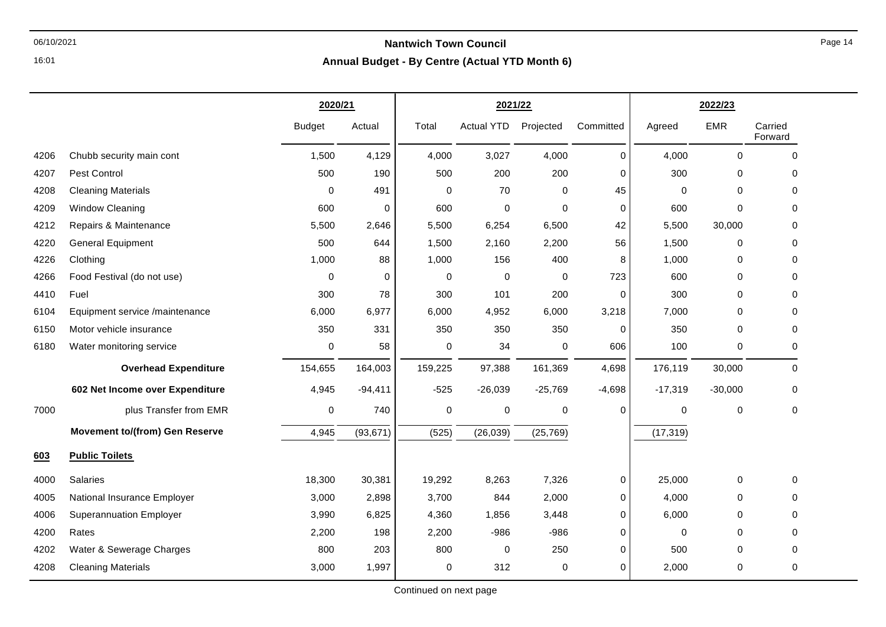## Nantwich Town Council

### Annual Budget - By Centre (Actual YTD Month 6)

| | | 2020/21 | | 2021/22 | | | | 2022/23 | | |
|---|---|---|---|---|---|---|---|---|---|---|
| | | Budget | Actual | Total | Actual YTD | Projected | Committed | Agreed | EMR | Carried Forward |
| 4206 | Chubb security main cont | 1,500 | 4,129 | 4,000 | 3,027 | 4,000 | 0 | 4,000 | 0 | 0 |
| 4207 | Pest Control | 500 | 190 | 500 | 200 | 200 | 0 | 300 | 0 | 0 |
| 4208 | Cleaning Materials | 0 | 491 | 0 | 70 | 0 | 45 | 0 | 0 | 0 |
| 4209 | Window Cleaning | 600 | 0 | 600 | 0 | 0 | 0 | 600 | 0 | 0 |
| 4212 | Repairs & Maintenance | 5,500 | 2,646 | 5,500 | 6,254 | 6,500 | 42 | 5,500 | 30,000 | 0 |
| 4220 | General Equipment | 500 | 644 | 1,500 | 2,160 | 2,200 | 56 | 1,500 | 0 | 0 |
| 4226 | Clothing | 1,000 | 88 | 1,000 | 156 | 400 | 8 | 1,000 | 0 | 0 |
| 4266 | Food Festival (do not use) | 0 | 0 | 0 | 0 | 0 | 723 | 600 | 0 | 0 |
| 4410 | Fuel | 300 | 78 | 300 | 101 | 200 | 0 | 300 | 0 | 0 |
| 6104 | Equipment service /maintenance | 6,000 | 6,977 | 6,000 | 4,952 | 6,000 | 3,218 | 7,000 | 0 | 0 |
| 6150 | Motor vehicle insurance | 350 | 331 | 350 | 350 | 350 | 0 | 350 | 0 | 0 |
| 6180 | Water monitoring service | 0 | 58 | 0 | 34 | 0 | 606 | 100 | 0 | 0 |
| | **Overhead Expenditure** | 154,655 | 164,003 | 159,225 | 97,388 | 161,369 | 4,698 | 176,119 | 30,000 | 0 |
| | **602 Net Income over Expenditure** | 4,945 | -94,411 | -525 | -26,039 | -25,769 | -4,698 | -17,319 | -30,000 | 0 |
| 7000 | plus Transfer from EMR | 0 | 740 | 0 | 0 | 0 | 0 | 0 | 0 | 0 |
| | **Movement to/(from) Gen Reserve** | 4,945 | (93,671) | (525) | (26,039) | (25,769) | | (17,319) | | |
| **603** | **Public Toilets** | | | | | | | | | |
| 4000 | Salaries | 18,300 | 30,381 | 19,292 | 8,263 | 7,326 | 0 | 25,000 | 0 | 0 |
| 4005 | National Insurance Employer | 3,000 | 2,898 | 3,700 | 844 | 2,000 | 0 | 4,000 | 0 | 0 |
| 4006 | Superannuation Employer | 3,990 | 6,825 | 4,360 | 1,856 | 3,448 | 0 | 6,000 | 0 | 0 |
| 4200 | Rates | 2,200 | 198 | 2,200 | -986 | -986 | 0 | 0 | 0 | 0 |
| 4202 | Water & Sewerage Charges | 800 | 203 | 800 | 0 | 250 | 0 | 500 | 0 | 0 |
| 4208 | Cleaning Materials | 3,000 | 1,997 | 0 | 312 | 0 | 0 | 2,000 | 0 | 0 |

Continued on next page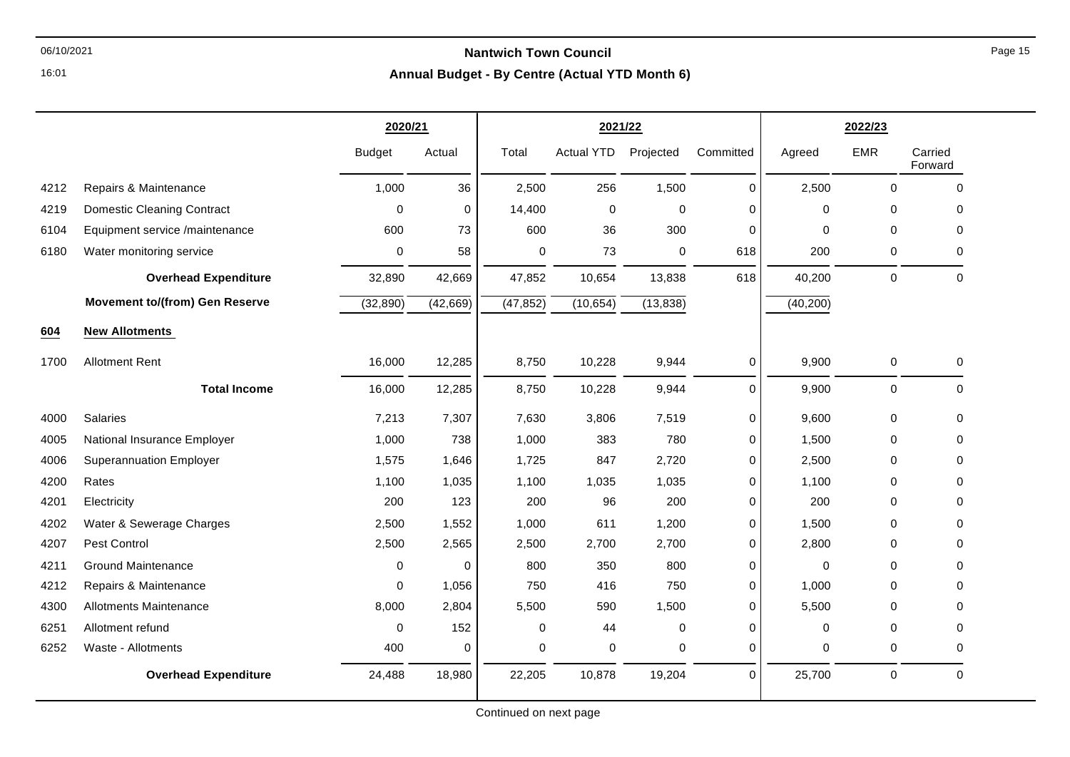# Nantwich Town Council

## Annual Budget - By Centre (Actual YTD Month 6)

| | | 2020/21 | | 2021/22 | | | | 2022/23 | | |
|---|---|---|---|---|---|---|---|---|---|---|
| | | Budget | Actual | Total | Actual YTD | Projected | Committed | Agreed | EMR | Carried Forward |
| 4212 | Repairs & Maintenance | 1,000 | 36 | 2,500 | 256 | 1,500 | 0 | 2,500 | 0 | 0 |
| 4219 | Domestic Cleaning Contract | 0 | 0 | 14,400 | 0 | 0 | 0 | 0 | 0 | 0 |
| 6104 | Equipment service /maintenance | 600 | 73 | 600 | 36 | 300 | 0 | 0 | 0 | 0 |
| 6180 | Water monitoring service | 0 | 58 | 0 | 73 | 0 | 618 | 200 | 0 | 0 |
| | **Overhead Expenditure** | 32,890 | 42,669 | 47,852 | 10,654 | 13,838 | 618 | 40,200 | 0 | 0 |
| | **Movement to/(from) Gen Reserve** | (32,890) | (42,669) | (47,852) | (10,654) | (13,838) | | (40,200) | | |
| **604** | **New Allotments** | | | | | | | | | |
| 1700 | Allotment Rent | 16,000 | 12,285 | 8,750 | 10,228 | 9,944 | 0 | 9,900 | 0 | 0 |
| | **Total Income** | 16,000 | 12,285 | 8,750 | 10,228 | 9,944 | 0 | 9,900 | 0 | 0 |
| 4000 | Salaries | 7,213 | 7,307 | 7,630 | 3,806 | 7,519 | 0 | 9,600 | 0 | 0 |
| 4005 | National Insurance Employer | 1,000 | 738 | 1,000 | 383 | 780 | 0 | 1,500 | 0 | 0 |
| 4006 | Superannuation Employer | 1,575 | 1,646 | 1,725 | 847 | 2,720 | 0 | 2,500 | 0 | 0 |
| 4200 | Rates | 1,100 | 1,035 | 1,100 | 1,035 | 1,035 | 0 | 1,100 | 0 | 0 |
| 4201 | Electricity | 200 | 123 | 200 | 96 | 200 | 0 | 200 | 0 | 0 |
| 4202 | Water & Sewerage Charges | 2,500 | 1,552 | 1,000 | 611 | 1,200 | 0 | 1,500 | 0 | 0 |
| 4207 | Pest Control | 2,500 | 2,565 | 2,500 | 2,700 | 2,700 | 0 | 2,800 | 0 | 0 |
| 4211 | Ground Maintenance | 0 | 0 | 800 | 350 | 800 | 0 | 0 | 0 | 0 |
| 4212 | Repairs & Maintenance | 0 | 1,056 | 750 | 416 | 750 | 0 | 1,000 | 0 | 0 |
| 4300 | Allotments Maintenance | 8,000 | 2,804 | 5,500 | 590 | 1,500 | 0 | 5,500 | 0 | 0 |
| 6251 | Allotment refund | 0 | 152 | 0 | 44 | 0 | 0 | 0 | 0 | 0 |
| 6252 | Waste - Allotments | 400 | 0 | 0 | 0 | 0 | 0 | 0 | 0 | 0 |
| | **Overhead Expenditure** | 24,488 | 18,980 | 22,205 | 10,878 | 19,204 | 0 | 25,700 | 0 | 0 |

Continued on next page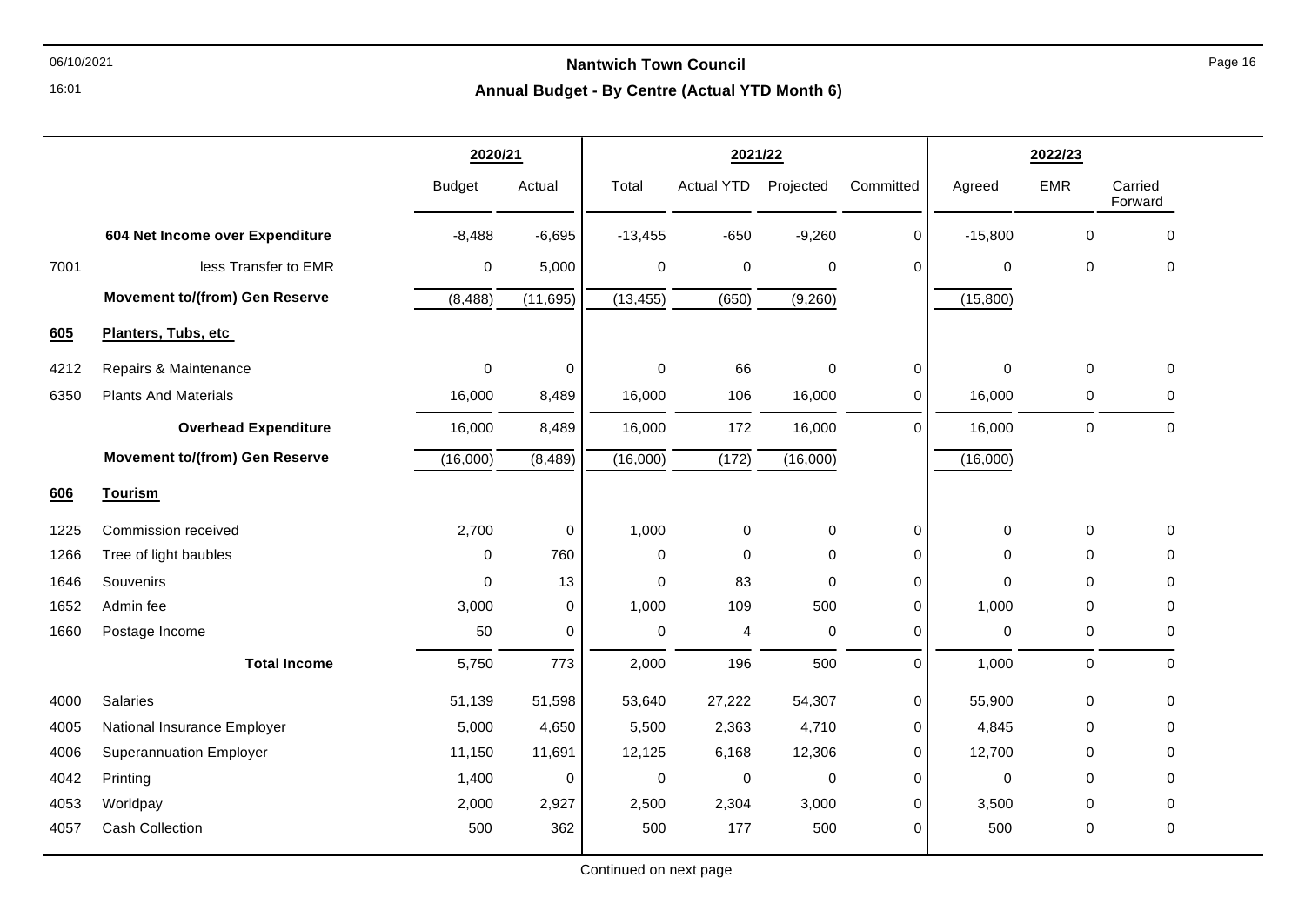# Nantwich Town Council

## Annual Budget - By Centre (Actual YTD Month 6)

| | | 2020/21 | | 2021/22 | | | | 2022/23 | | |
|---|---|---|---|---|---|---|---|---|---|---|
| | | Budget | Actual | Total | Actual YTD | Projected | Committed | Agreed | EMR | Carried Forward |
| | **604 Net Income over Expenditure** | -8,488 | -6,695 | -13,455 | -650 | -9,260 | 0 | -15,800 | 0 | 0 |
| 7001 | less Transfer to EMR | 0 | 5,000 | 0 | 0 | 0 | 0 | 0 | 0 | 0 |
| | **Movement to/(from) Gen Reserve** | (8,488) | (11,695) | (13,455) | (650) | (9,260) | | (15,800) | | |
| **605** | **Planters, Tubs, etc** | | | | | | | | | |
| 4212 | Repairs & Maintenance | 0 | 0 | 0 | 66 | 0 | 0 | 0 | 0 | 0 |
| 6350 | Plants And Materials | 16,000 | 8,489 | 16,000 | 106 | 16,000 | 0 | 16,000 | 0 | 0 |
| | **Overhead Expenditure** | 16,000 | 8,489 | 16,000 | 172 | 16,000 | 0 | 16,000 | 0 | 0 |
| | **Movement to/(from) Gen Reserve** | (16,000) | (8,489) | (16,000) | (172) | (16,000) | | (16,000) | | |
| **606** | **Tourism** | | | | | | | | | |
| 1225 | Commission received | 2,700 | 0 | 1,000 | 0 | 0 | 0 | 0 | 0 | 0 |
| 1266 | Tree of light baubles | 0 | 760 | 0 | 0 | 0 | 0 | 0 | 0 | 0 |
| 1646 | Souvenirs | 0 | 13 | 0 | 83 | 0 | 0 | 0 | 0 | 0 |
| 1652 | Admin fee | 3,000 | 0 | 1,000 | 109 | 500 | 0 | 1,000 | 0 | 0 |
| 1660 | Postage Income | 50 | 0 | 0 | 4 | 0 | 0 | 0 | 0 | 0 |
| | **Total Income** | 5,750 | 773 | 2,000 | 196 | 500 | 0 | 1,000 | 0 | 0 |
| 4000 | Salaries | 51,139 | 51,598 | 53,640 | 27,222 | 54,307 | 0 | 55,900 | 0 | 0 |
| 4005 | National Insurance Employer | 5,000 | 4,650 | 5,500 | 2,363 | 4,710 | 0 | 4,845 | 0 | 0 |
| 4006 | Superannuation Employer | 11,150 | 11,691 | 12,125 | 6,168 | 12,306 | 0 | 12,700 | 0 | 0 |
| 4042 | Printing | 1,400 | 0 | 0 | 0 | 0 | 0 | 0 | 0 | 0 |
| 4053 | Worldpay | 2,000 | 2,927 | 2,500 | 2,304 | 3,000 | 0 | 3,500 | 0 | 0 |
| 4057 | Cash Collection | 500 | 362 | 500 | 177 | 500 | 0 | 500 | 0 | 0 |

Continued on next page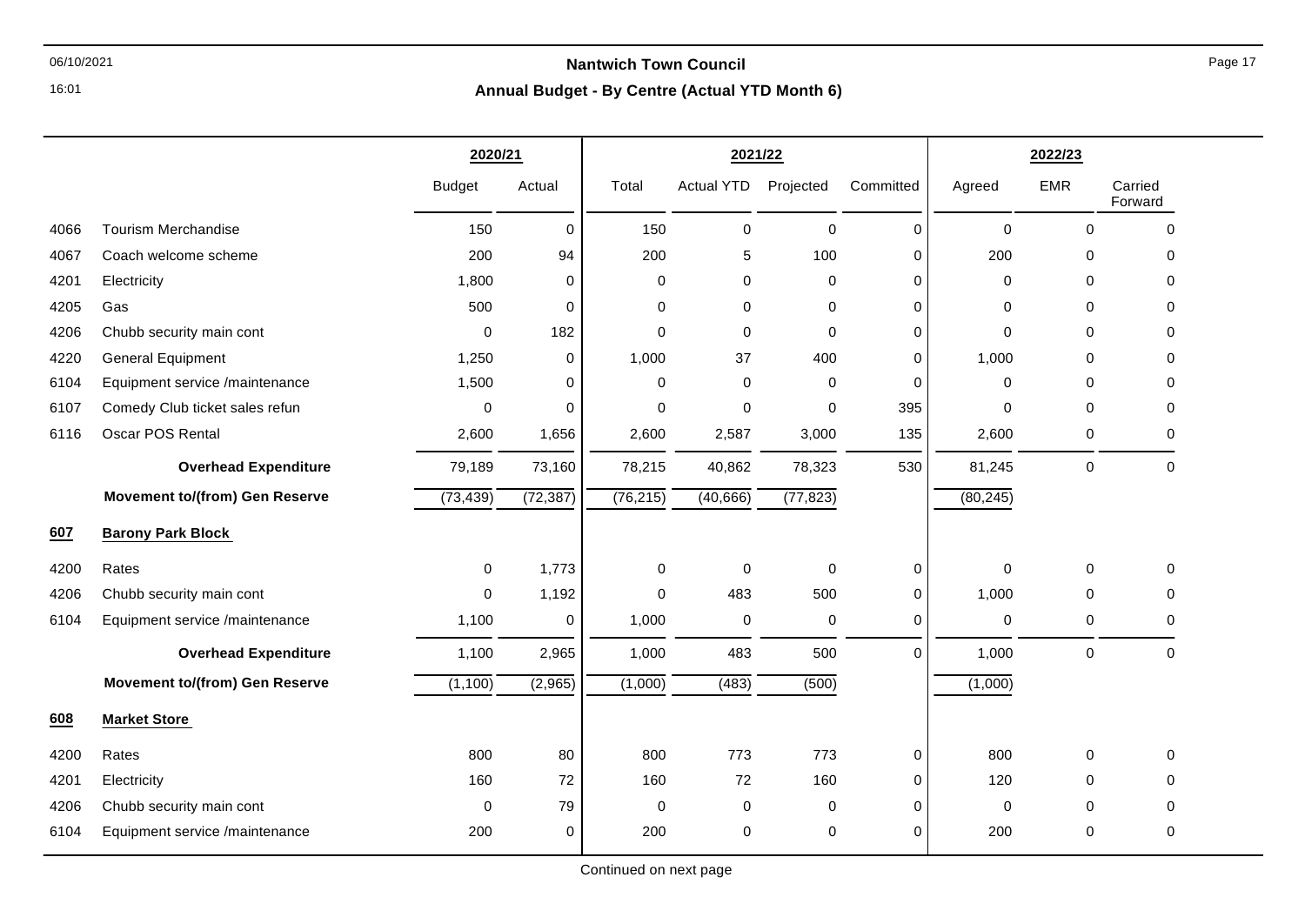**Nantwich Town Council**

**Annual Budget - By Centre (Actual YTD Month 6)**

| | | 2020/21 | | 2021/22 | | | | 2022/23 | | |
|---|---|---|---|---|---|---|---|---|---|---|
| | | Budget | Actual | Total | Actual YTD | Projected | Committed | Agreed | EMR | Carried Forward |
| 4066 | Tourism Merchandise | 150 | 0 | 150 | 0 | 0 | 0 | 0 | 0 | 0 |
| 4067 | Coach welcome scheme | 200 | 94 | 200 | 5 | 100 | 0 | 200 | 0 | 0 |
| 4201 | Electricity | 1,800 | 0 | 0 | 0 | 0 | 0 | 0 | 0 | 0 |
| 4205 | Gas | 500 | 0 | 0 | 0 | 0 | 0 | 0 | 0 | 0 |
| 4206 | Chubb security main cont | 0 | 182 | 0 | 0 | 0 | 0 | 0 | 0 | 0 |
| 4220 | General Equipment | 1,250 | 0 | 1,000 | 37 | 400 | 0 | 1,000 | 0 | 0 |
| 6104 | Equipment service /maintenance | 1,500 | 0 | 0 | 0 | 0 | 0 | 0 | 0 | 0 |
| 6107 | Comedy Club ticket sales refun | 0 | 0 | 0 | 0 | 0 | 395 | 0 | 0 | 0 |
| 6116 | Oscar POS Rental | 2,600 | 1,656 | 2,600 | 2,587 | 3,000 | 135 | 2,600 | 0 | 0 |
| | **Overhead Expenditure** | 79,189 | 73,160 | 78,215 | 40,862 | 78,323 | 530 | 81,245 | 0 | 0 |
| | **Movement to/(from) Gen Reserve** | (73,439) | (72,387) | (76,215) | (40,666) | (77,823) | | (80,245) | | |
| **607** | **Barony Park Block** | | | | | | | | | |
| 4200 | Rates | 0 | 1,773 | 0 | 0 | 0 | 0 | 0 | 0 | 0 |
| 4206 | Chubb security main cont | 0 | 1,192 | 0 | 483 | 500 | 0 | 1,000 | 0 | 0 |
| 6104 | Equipment service /maintenance | 1,100 | 0 | 1,000 | 0 | 0 | 0 | 0 | 0 | 0 |
| | **Overhead Expenditure** | 1,100 | 2,965 | 1,000 | 483 | 500 | 0 | 1,000 | 0 | 0 |
| | **Movement to/(from) Gen Reserve** | (1,100) | (2,965) | (1,000) | (483) | (500) | | (1,000) | | |
| **608** | **Market Store** | | | | | | | | | |
| 4200 | Rates | 800 | 80 | 800 | 773 | 773 | 0 | 800 | 0 | 0 |
| 4201 | Electricity | 160 | 72 | 160 | 72 | 160 | 0 | 120 | 0 | 0 |
| 4206 | Chubb security main cont | 0 | 79 | 0 | 0 | 0 | 0 | 0 | 0 | 0 |
| 6104 | Equipment service /maintenance | 200 | 0 | 200 | 0 | 0 | 0 | 200 | 0 | 0 |

Continued on next page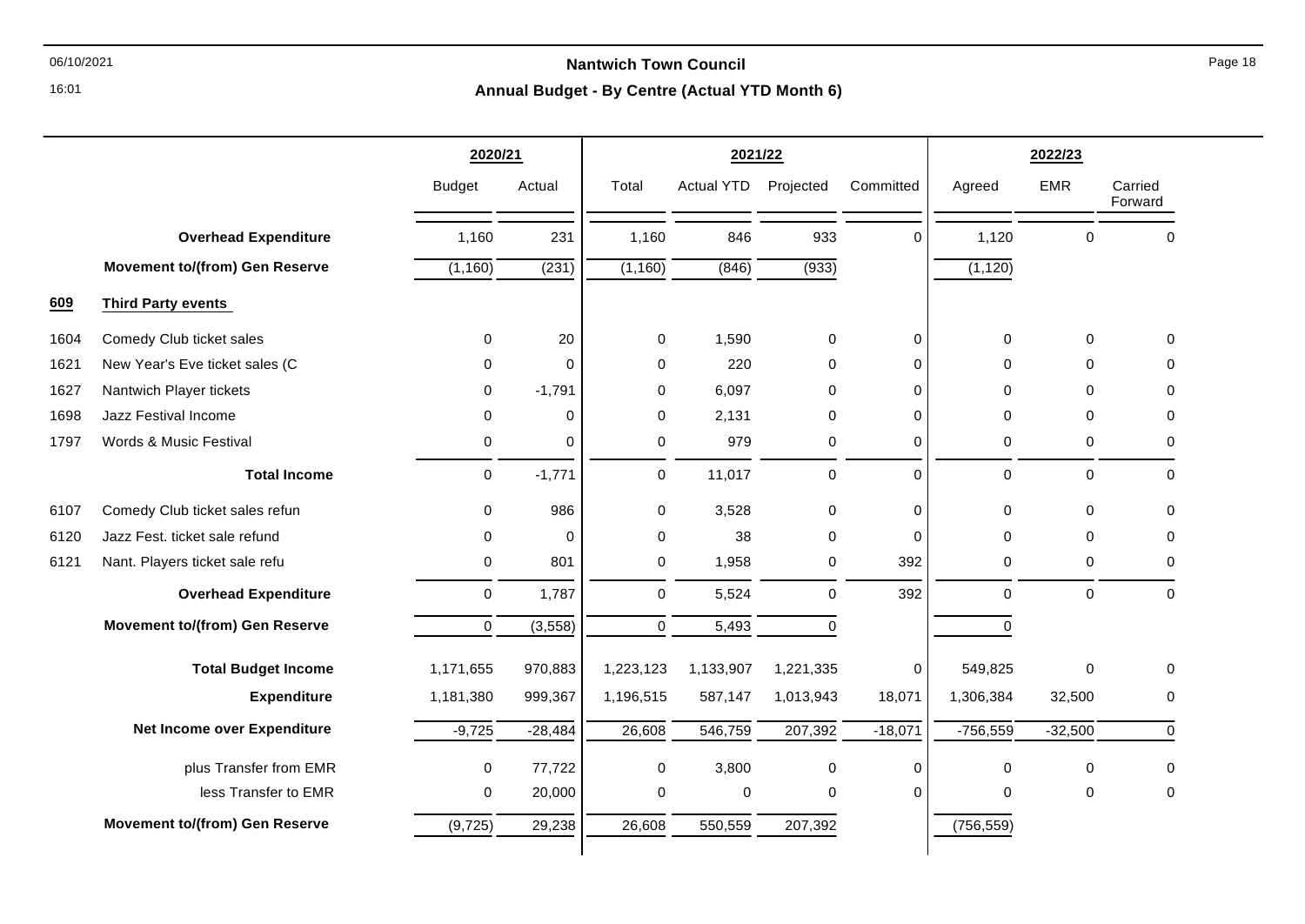06/10/2021

16:01

## Nantwich Town Council

### Annual Budget - By Centre (Actual YTD Month 6)

| | | 2020/21 | | 2021/22 | | | | 2022/23 | | |
|---|---|---|---|---|---|---|---|---|---|---|
| | | Budget | Actual | Total | Actual YTD | Projected | Committed | Agreed | EMR | Carried Forward |
| | **Overhead Expenditure** | 1,160 | 231 | 1,160 | 846 | 933 | 0 | 1,120 | 0 | 0 |
| | **Movement to/(from) Gen Reserve** | (1,160) | (231) | (1,160) | (846) | (933) | | (1,120) | | |
| **609** | **Third Party events** | | | | | | | | | |
| 1604 | Comedy Club ticket sales | 0 | 20 | 0 | 1,590 | 0 | 0 | 0 | 0 | 0 |
| 1621 | New Year's Eve ticket sales (C | 0 | 0 | 0 | 220 | 0 | 0 | 0 | 0 | 0 |
| 1627 | Nantwich Player tickets | 0 | -1,791 | 0 | 6,097 | 0 | 0 | 0 | 0 | 0 |
| 1698 | Jazz Festival Income | 0 | 0 | 0 | 2,131 | 0 | 0 | 0 | 0 | 0 |
| 1797 | Words & Music Festival | 0 | 0 | 0 | 979 | 0 | 0 | 0 | 0 | 0 |
| | **Total Income** | 0 | -1,771 | 0 | 11,017 | 0 | 0 | 0 | 0 | 0 |
| 6107 | Comedy Club ticket sales refun | 0 | 986 | 0 | 3,528 | 0 | 0 | 0 | 0 | 0 |
| 6120 | Jazz Fest. ticket sale refund | 0 | 0 | 0 | 38 | 0 | 0 | 0 | 0 | 0 |
| 6121 | Nant. Players ticket sale refu | 0 | 801 | 0 | 1,958 | 0 | 392 | 0 | 0 | 0 |
| | **Overhead Expenditure** | 0 | 1,787 | 0 | 5,524 | 0 | 392 | 0 | 0 | 0 |
| | **Movement to/(from) Gen Reserve** | 0 | (3,558) | 0 | 5,493 | 0 | | 0 | | |
| | **Total Budget Income** | 1,171,655 | 970,883 | 1,223,123 | 1,133,907 | 1,221,335 | 0 | 549,825 | 0 | 0 |
| | **Expenditure** | 1,181,380 | 999,367 | 1,196,515 | 587,147 | 1,013,943 | 18,071 | 1,306,384 | 32,500 | 0 |
| | **Net Income over Expenditure** | -9,725 | -28,484 | 26,608 | 546,759 | 207,392 | -18,071 | -756,559 | -32,500 | 0 |
| | plus Transfer from EMR | 0 | 77,722 | 0 | 3,800 | 0 | 0 | 0 | 0 | 0 |
| | less Transfer to EMR | 0 | 20,000 | 0 | 0 | 0 | 0 | 0 | 0 | 0 |
| | **Movement to/(from) Gen Reserve** | (9,725) | 29,238 | 26,608 | 550,559 | 207,392 | | (756,559) | | |